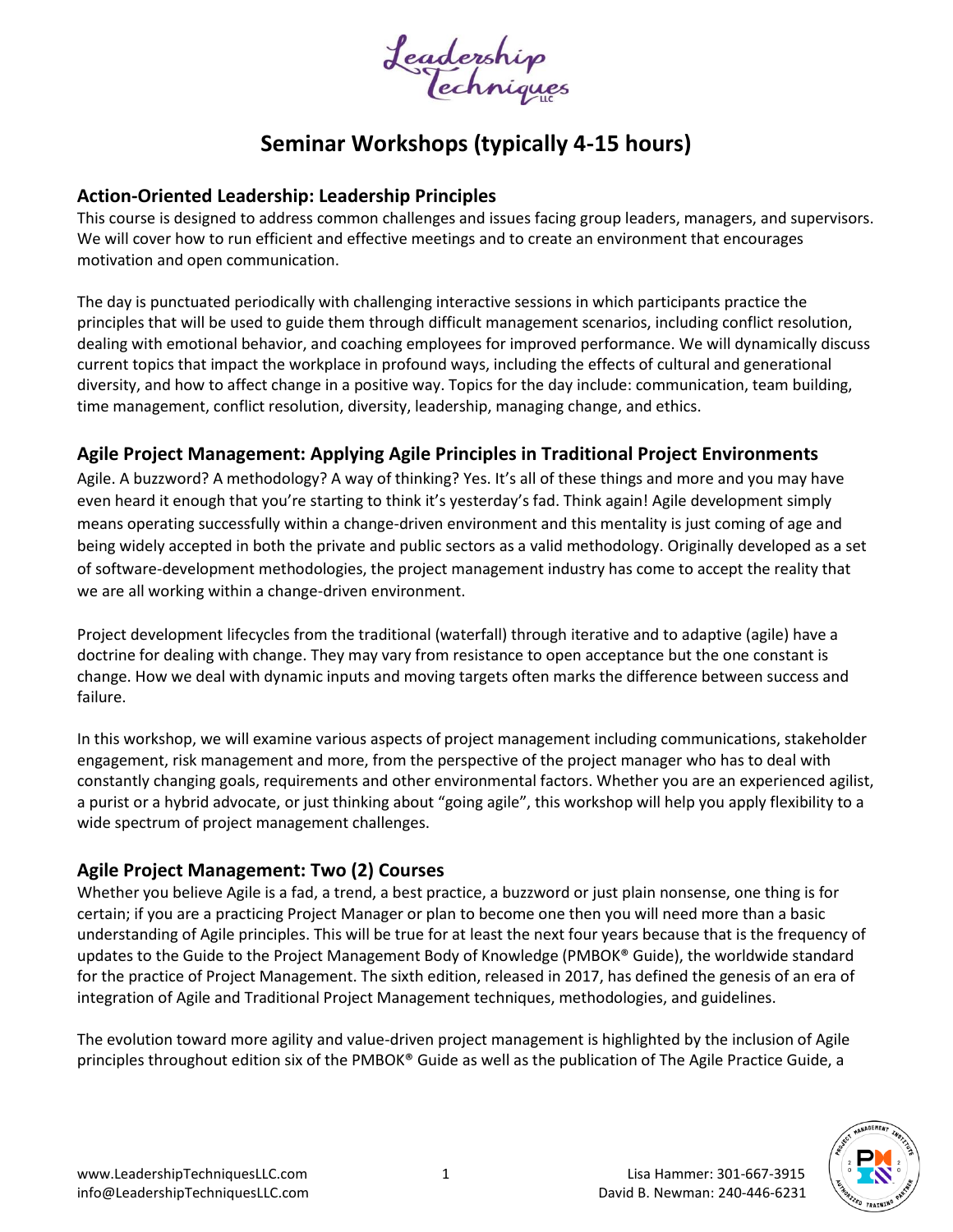# Seminar Workshops (typically 4-15 hours)

## Action-Oriented Leadership: Leadership Principles

This course is designed to address common challenges and issues facing group leaders, managers, and supervisors. We will cover how to run efficient and effective meetings and to create an environment that encourages motivation and open communication.

The day is punctuated periodically with challenging interactive sessions in which participants practice the principles that will be used to guide them through difficult management scenarios, including conflict resolution, dealing with emotional behavior, and coaching employees for improved performance. We will dynamically discuss current topics that impact the workplace in profound ways, including the effects of cultural and generational diversity, and how to affect change in a positive way. Topics for the day include: communication, team building, time management, conflict resolution, diversity, leadership, managing change, and ethics.

## Agile Project Management: Applying Agile Principles in Traditional Project Environments

Agile. A buzzword? A methodology? A way of thinking? Yes. It's all of these things and more and you may have even heard it enough that you're starting to think it's yesterday's fad. Think again! Agile development simply means operating successfully within a change-driven environment and this mentality is just coming of age and being widely accepted in both the private and public sectors as a valid methodology. Originally developed as a set of software-development methodologies, the project management industry has come to accept the reality that we are all working within a change-driven environment.

Project development lifecycles from the traditional (waterfall) through iterative and to adaptive (agile) have a doctrine for dealing with change. They may vary from resistance to open acceptance but the one constant is change. How we deal with dynamic inputs and moving targets often marks the difference between success and failure.

In this workshop, we will examine various aspects of project management including communications, stakeholder engagement, risk management and more, from the perspective of the project manager who has to deal with constantly changing goals, requirements and other environmental factors. Whether you are an experienced agilist, a purist or a hybrid advocate, or just thinking about "going agile", this workshop will help you apply flexibility to a wide spectrum of project management challenges.

## Agile Project Management: Two (2) Courses

Whether you believe Agile is a fad, a trend, a best practice, a buzzword or just plain nonsense, one thing is for certain; if you are a practicing Project Manager or plan to become one then you will need more than a basic understanding of Agile principles. This will be true for at least the next four years because that is the frequency of updates to the Guide to the Project Management Body of Knowledge (PMBOK® Guide), the worldwide standard for the practice of Project Management. The sixth edition, released in 2017, has defined the genesis of an era of integration of Agile and Traditional Project Management techniques, methodologies, and guidelines.

The evolution toward more agility and value-driven project management is highlighted by the inclusion of Agile principles throughout edition six of the PMBOK® Guide as well as the publication of The Agile Practice Guide, a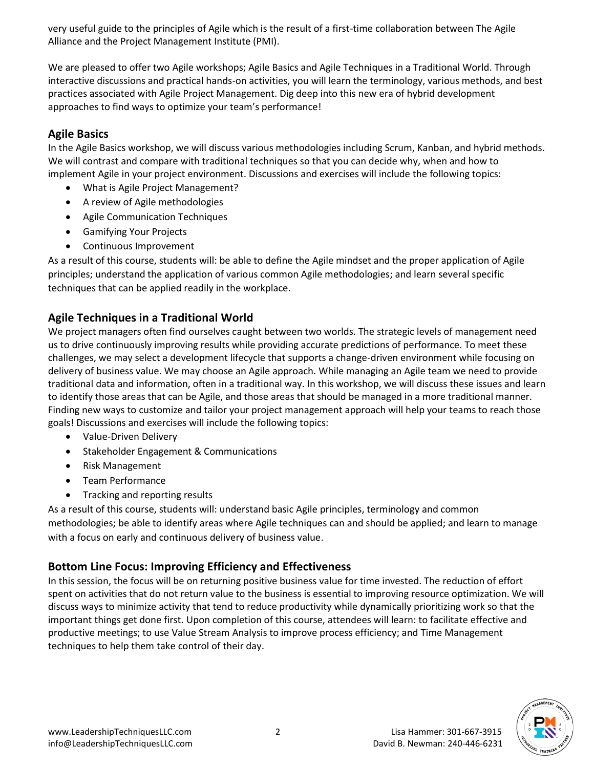very useful guide to the principles of Agile which is the result of a first-time collaboration between The Agile Alliance and the Project Management Institute (PMI).

We are pleased to offer two Agile workshops; Agile Basics and Agile Techniques in a Traditional World. Through interactive discussions and practical hands-on activities, you will learn the terminology, various methods, and best practices associated with Agile Project Management. Dig deep into this new era of hybrid development approaches to find ways to optimize your team's performance!

## Agile Basics

In the Agile Basics workshop, we will discuss various methodologies including Scrum, Kanban, and hybrid methods. We will contrast and compare with traditional techniques so that you can decide why, when and how to implement Agile in your project environment. Discussions and exercises will include the following topics:

- What is Agile Project Management?
- A review of Agile methodologies
- Agile Communication Techniques
- Gamifying Your Projects
- Continuous Improvement

As a result of this course, students will: be able to define the Agile mindset and the proper application of Agile principles; understand the application of various common Agile methodologies; and learn several specific techniques that can be applied readily in the workplace.

## Agile Techniques in a Traditional World

We project managers often find ourselves caught between two worlds. The strategic levels of management need us to drive continuously improving results while providing accurate predictions of performance. To meet these challenges, we may select a development lifecycle that supports a change-driven environment while focusing on delivery of business value. We may choose an Agile approach. While managing an Agile team we need to provide traditional data and information, often in a traditional way. In this workshop, we will discuss these issues and learn to identify those areas that can be Agile, and those areas that should be managed in a more traditional manner. Finding new ways to customize and tailor your project management approach will help your teams to reach those goals! Discussions and exercises will include the following topics:

- Value-Driven Delivery
- Stakeholder Engagement & Communications
- Risk Management
- Team Performance
- Tracking and reporting results

As a result of this course, students will: understand basic Agile principles, terminology and common methodologies; be able to identify areas where Agile techniques can and should be applied; and learn to manage with a focus on early and continuous delivery of business value.

## Bottom Line Focus: Improving Efficiency and Effectiveness

In this session, the focus will be on returning positive business value for time invested. The reduction of effort spent on activities that do not return value to the business is essential to improving resource optimization. We will discuss ways to minimize activity that tend to reduce productivity while dynamically prioritizing work so that the important things get done first. Upon completion of this course, attendees will learn: to facilitate effective and productive meetings; to use Value Stream Analysis to improve process efficiency; and Time Management techniques to help them take control of their day.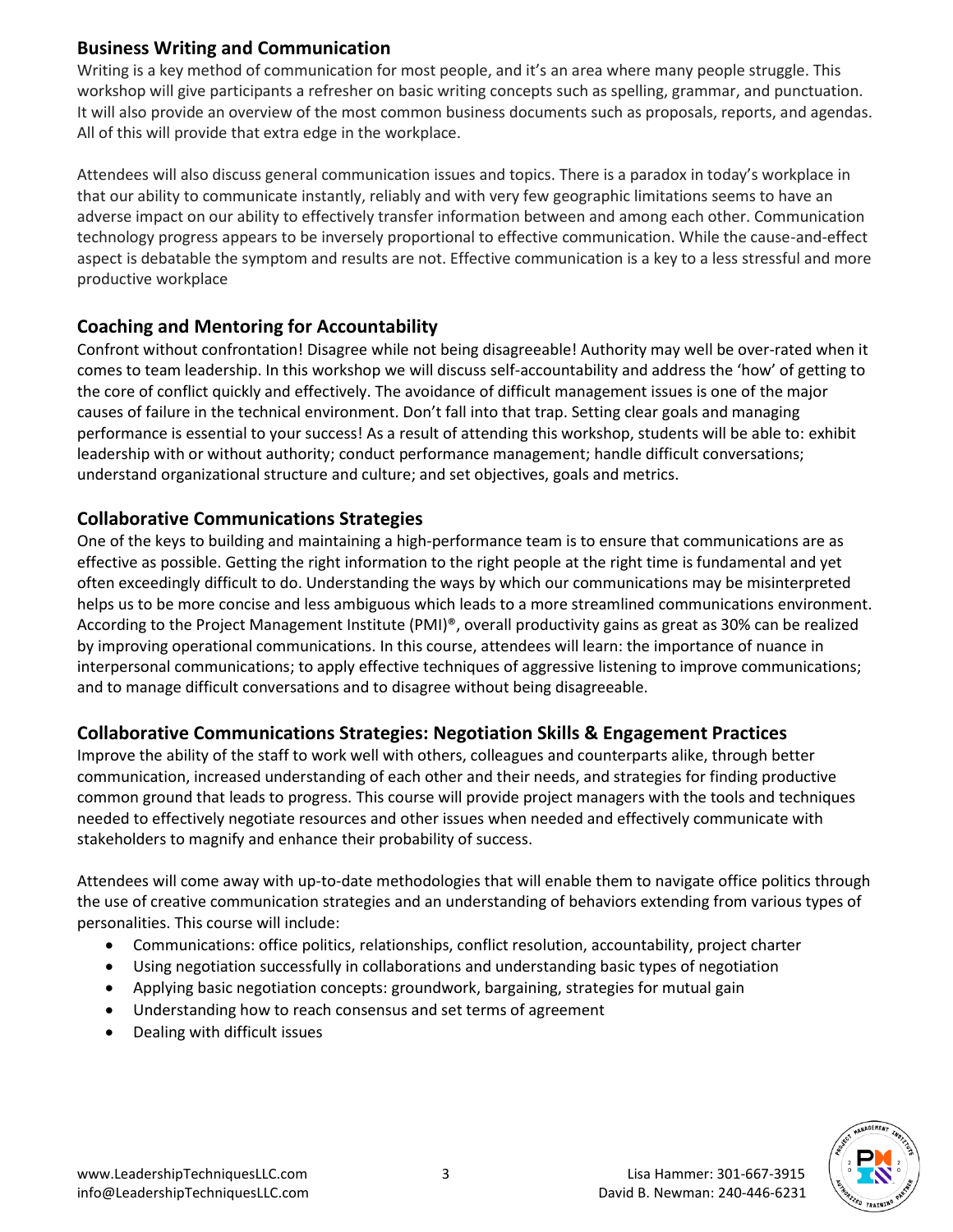## Business Writing and Communication

Writing is a key method of communication for most people, and it's an area where many people struggle. This workshop will give participants a refresher on basic writing concepts such as spelling, grammar, and punctuation. It will also provide an overview of the most common business documents such as proposals, reports, and agendas. All of this will provide that extra edge in the workplace.

Attendees will also discuss general communication issues and topics. There is a paradox in today's workplace in that our ability to communicate instantly, reliably and with very few geographic limitations seems to have an adverse impact on our ability to effectively transfer information between and among each other. Communication technology progress appears to be inversely proportional to effective communication. While the cause-and-effect aspect is debatable the symptom and results are not. Effective communication is a key to a less stressful and more productive workplace

## Coaching and Mentoring for Accountability

Confront without confrontation! Disagree while not being disagreeable! Authority may well be over-rated when it comes to team leadership. In this workshop we will discuss self-accountability and address the 'how' of getting to the core of conflict quickly and effectively. The avoidance of difficult management issues is one of the major causes of failure in the technical environment. Don't fall into that trap. Setting clear goals and managing performance is essential to your success! As a result of attending this workshop, students will be able to: exhibit leadership with or without authority; conduct performance management; handle difficult conversations; understand organizational structure and culture; and set objectives, goals and metrics.

## Collaborative Communications Strategies

One of the keys to building and maintaining a high-performance team is to ensure that communications are as effective as possible. Getting the right information to the right people at the right time is fundamental and yet often exceedingly difficult to do. Understanding the ways by which our communications may be misinterpreted helps us to be more concise and less ambiguous which leads to a more streamlined communications environment. According to the Project Management Institute (PMI)®, overall productivity gains as great as 30% can be realized by improving operational communications. In this course, attendees will learn: the importance of nuance in interpersonal communications; to apply effective techniques of aggressive listening to improve communications; and to manage difficult conversations and to disagree without being disagreeable.

## Collaborative Communications Strategies: Negotiation Skills & Engagement Practices

Improve the ability of the staff to work well with others, colleagues and counterparts alike, through better communication, increased understanding of each other and their needs, and strategies for finding productive common ground that leads to progress. This course will provide project managers with the tools and techniques needed to effectively negotiate resources and other issues when needed and effectively communicate with stakeholders to magnify and enhance their probability of success.

Attendees will come away with up-to-date methodologies that will enable them to navigate office politics through the use of creative communication strategies and an understanding of behaviors extending from various types of personalities. This course will include:

- Communications: office politics, relationships, conflict resolution, accountability, project charter
- Using negotiation successfully in collaborations and understanding basic types of negotiation
- Applying basic negotiation concepts: groundwork, bargaining, strategies for mutual gain
- Understanding how to reach consensus and set terms of agreement
- Dealing with difficult issues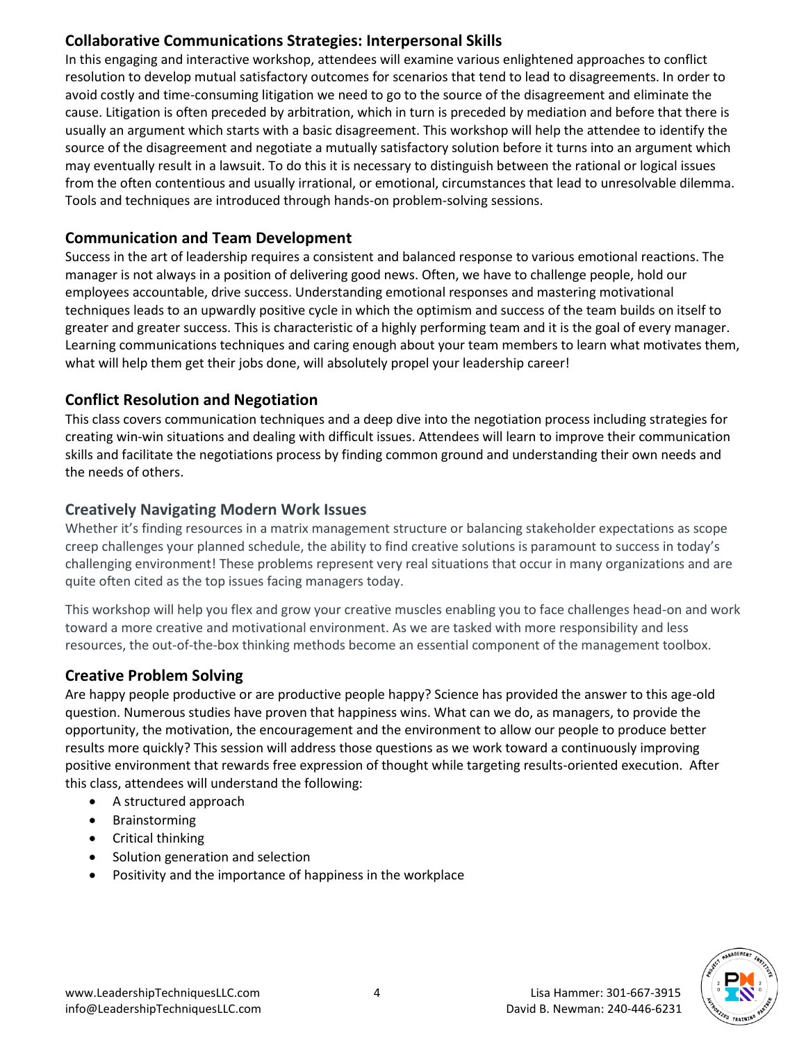## Collaborative Communications Strategies: Interpersonal Skills

In this engaging and interactive workshop, attendees will examine various enlightened approaches to conflict resolution to develop mutual satisfactory outcomes for scenarios that tend to lead to disagreements. In order to avoid costly and time-consuming litigation we need to go to the source of the disagreement and eliminate the cause. Litigation is often preceded by arbitration, which in turn is preceded by mediation and before that there is usually an argument which starts with a basic disagreement. This workshop will help the attendee to identify the source of the disagreement and negotiate a mutually satisfactory solution before it turns into an argument which may eventually result in a lawsuit. To do this it is necessary to distinguish between the rational or logical issues from the often contentious and usually irrational, or emotional, circumstances that lead to unresolvable dilemma. Tools and techniques are introduced through hands-on problem-solving sessions.

## Communication and Team Development

Success in the art of leadership requires a consistent and balanced response to various emotional reactions. The manager is not always in a position of delivering good news. Often, we have to challenge people, hold our employees accountable, drive success. Understanding emotional responses and mastering motivational techniques leads to an upwardly positive cycle in which the optimism and success of the team builds on itself to greater and greater success. This is characteristic of a highly performing team and it is the goal of every manager. Learning communications techniques and caring enough about your team members to learn what motivates them, what will help them get their jobs done, will absolutely propel your leadership career!

## Conflict Resolution and Negotiation

This class covers communication techniques and a deep dive into the negotiation process including strategies for creating win-win situations and dealing with difficult issues. Attendees will learn to improve their communication skills and facilitate the negotiations process by finding common ground and understanding their own needs and the needs of others.

## Creatively Navigating Modern Work Issues

Whether it's finding resources in a matrix management structure or balancing stakeholder expectations as scope creep challenges your planned schedule, the ability to find creative solutions is paramount to success in today's challenging environment! These problems represent very real situations that occur in many organizations and are quite often cited as the top issues facing managers today.

This workshop will help you flex and grow your creative muscles enabling you to face challenges head-on and work toward a more creative and motivational environment. As we are tasked with more responsibility and less resources, the out-of-the-box thinking methods become an essential component of the management toolbox.

## Creative Problem Solving

Are happy people productive or are productive people happy? Science has provided the answer to this age-old question. Numerous studies have proven that happiness wins. What can we do, as managers, to provide the opportunity, the motivation, the encouragement and the environment to allow our people to produce better results more quickly? This session will address those questions as we work toward a continuously improving positive environment that rewards free expression of thought while targeting results-oriented execution. After this class, attendees will understand the following:

- A structured approach
- Brainstorming
- Critical thinking
- Solution generation and selection
- Positivity and the importance of happiness in the workplace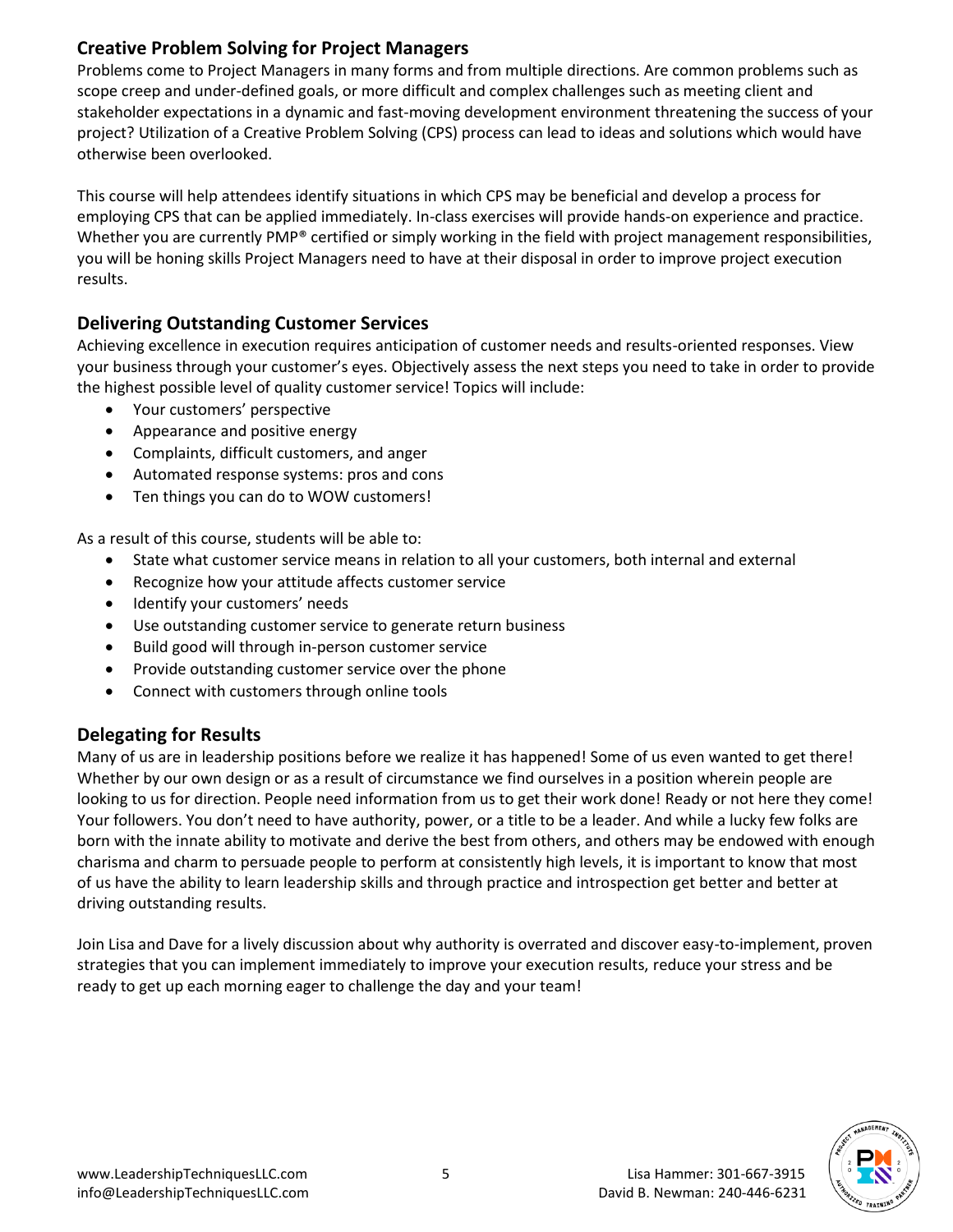## Creative Problem Solving for Project Managers

Problems come to Project Managers in many forms and from multiple directions. Are common problems such as scope creep and under-defined goals, or more difficult and complex challenges such as meeting client and stakeholder expectations in a dynamic and fast-moving development environment threatening the success of your project? Utilization of a Creative Problem Solving (CPS) process can lead to ideas and solutions which would have otherwise been overlooked.

This course will help attendees identify situations in which CPS may be beneficial and develop a process for employing CPS that can be applied immediately. In-class exercises will provide hands-on experience and practice. Whether you are currently PMP® certified or simply working in the field with project management responsibilities, you will be honing skills Project Managers need to have at their disposal in order to improve project execution results.

## Delivering Outstanding Customer Services

Achieving excellence in execution requires anticipation of customer needs and results-oriented responses. View your business through your customer's eyes. Objectively assess the next steps you need to take in order to provide the highest possible level of quality customer service! Topics will include:

- Your customers' perspective
- Appearance and positive energy
- Complaints, difficult customers, and anger
- Automated response systems: pros and cons
- Ten things you can do to WOW customers!

As a result of this course, students will be able to:

- State what customer service means in relation to all your customers, both internal and external
- Recognize how your attitude affects customer service
- Identify your customers' needs
- Use outstanding customer service to generate return business
- Build good will through in-person customer service
- Provide outstanding customer service over the phone
- Connect with customers through online tools

## Delegating for Results

Many of us are in leadership positions before we realize it has happened! Some of us even wanted to get there! Whether by our own design or as a result of circumstance we find ourselves in a position wherein people are looking to us for direction. People need information from us to get their work done! Ready or not here they come! Your followers. You don't need to have authority, power, or a title to be a leader. And while a lucky few folks are born with the innate ability to motivate and derive the best from others, and others may be endowed with enough charisma and charm to persuade people to perform at consistently high levels, it is important to know that most of us have the ability to learn leadership skills and through practice and introspection get better and better at driving outstanding results.

Join Lisa and Dave for a lively discussion about why authority is overrated and discover easy-to-implement, proven strategies that you can implement immediately to improve your execution results, reduce your stress and be ready to get up each morning eager to challenge the day and your team!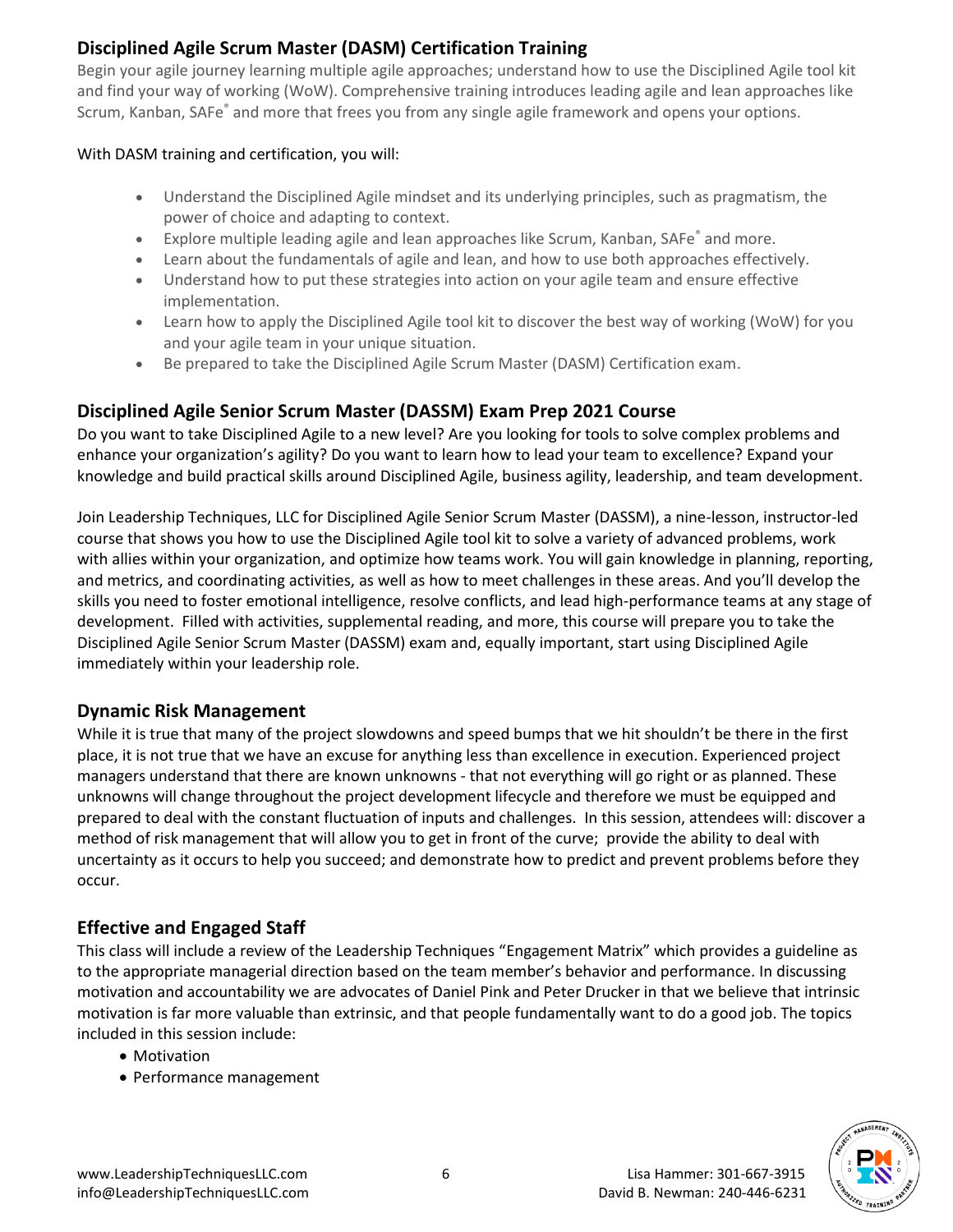## Disciplined Agile Scrum Master (DASM) Certification Training

Begin your agile journey learning multiple agile approaches; understand how to use the Disciplined Agile tool kit and find your way of working (WoW). Comprehensive training introduces leading agile and lean approaches like Scrum, Kanban, SAFe® and more that frees you from any single agile framework and opens your options.

With DASM training and certification, you will:

- Understand the Disciplined Agile mindset and its underlying principles, such as pragmatism, the power of choice and adapting to context.
- Explore multiple leading agile and lean approaches like Scrum, Kanban, SAFe® and more.
- Learn about the fundamentals of agile and lean, and how to use both approaches effectively.
- Understand how to put these strategies into action on your agile team and ensure effective implementation.
- Learn how to apply the Disciplined Agile tool kit to discover the best way of working (WoW) for you and your agile team in your unique situation.
- Be prepared to take the Disciplined Agile Scrum Master (DASM) Certification exam.

## Disciplined Agile Senior Scrum Master (DASSM) Exam Prep 2021 Course

Do you want to take Disciplined Agile to a new level? Are you looking for tools to solve complex problems and enhance your organization's agility? Do you want to learn how to lead your team to excellence? Expand your knowledge and build practical skills around Disciplined Agile, business agility, leadership, and team development.

Join Leadership Techniques, LLC for Disciplined Agile Senior Scrum Master (DASSM), a nine-lesson, instructor-led course that shows you how to use the Disciplined Agile tool kit to solve a variety of advanced problems, work with allies within your organization, and optimize how teams work. You will gain knowledge in planning, reporting, and metrics, and coordinating activities, as well as how to meet challenges in these areas. And you'll develop the skills you need to foster emotional intelligence, resolve conflicts, and lead high-performance teams at any stage of development. Filled with activities, supplemental reading, and more, this course will prepare you to take the Disciplined Agile Senior Scrum Master (DASSM) exam and, equally important, start using Disciplined Agile immediately within your leadership role.

## Dynamic Risk Management

While it is true that many of the project slowdowns and speed bumps that we hit shouldn't be there in the first place, it is not true that we have an excuse for anything less than excellence in execution. Experienced project managers understand that there are known unknowns - that not everything will go right or as planned. These unknowns will change throughout the project development lifecycle and therefore we must be equipped and prepared to deal with the constant fluctuation of inputs and challenges. In this session, attendees will: discover a method of risk management that will allow you to get in front of the curve; provide the ability to deal with uncertainty as it occurs to help you succeed; and demonstrate how to predict and prevent problems before they occur.

## Effective and Engaged Staff

This class will include a review of the Leadership Techniques "Engagement Matrix" which provides a guideline as to the appropriate managerial direction based on the team member's behavior and performance. In discussing motivation and accountability we are advocates of Daniel Pink and Peter Drucker in that we believe that intrinsic motivation is far more valuable than extrinsic, and that people fundamentally want to do a good job. The topics included in this session include:

- Motivation
- Performance management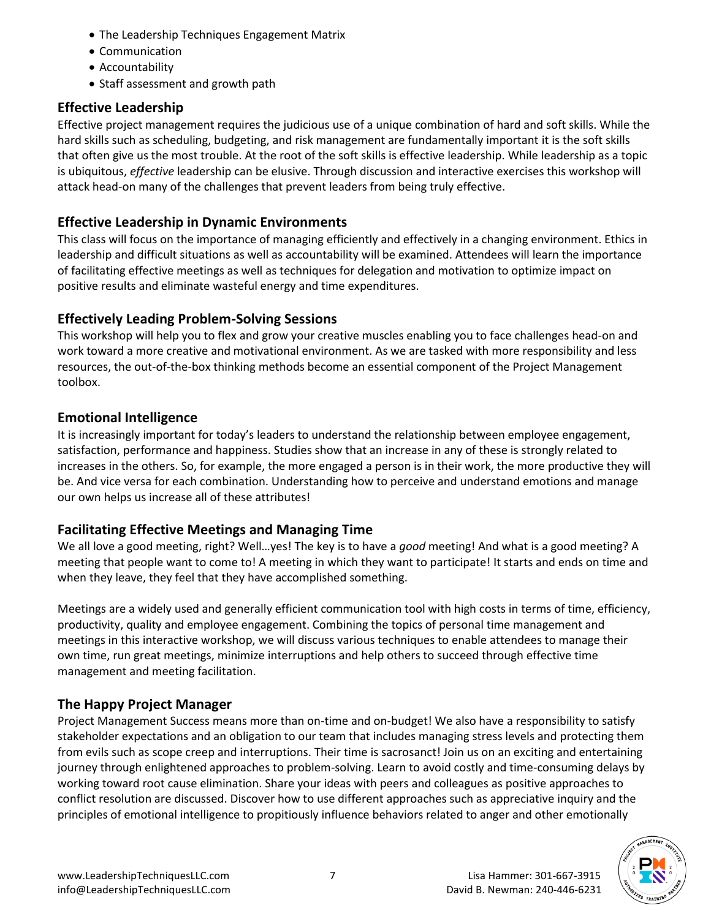- The Leadership Techniques Engagement Matrix
- Communication
- Accountability
- Staff assessment and growth path

## Effective Leadership

Effective project management requires the judicious use of a unique combination of hard and soft skills. While the hard skills such as scheduling, budgeting, and risk management are fundamentally important it is the soft skills that often give us the most trouble. At the root of the soft skills is effective leadership. While leadership as a topic is ubiquitous, *effective* leadership can be elusive. Through discussion and interactive exercises this workshop will attack head-on many of the challenges that prevent leaders from being truly effective.

## Effective Leadership in Dynamic Environments

This class will focus on the importance of managing efficiently and effectively in a changing environment. Ethics in leadership and difficult situations as well as accountability will be examined. Attendees will learn the importance of facilitating effective meetings as well as techniques for delegation and motivation to optimize impact on positive results and eliminate wasteful energy and time expenditures.

## Effectively Leading Problem-Solving Sessions

This workshop will help you to flex and grow your creative muscles enabling you to face challenges head-on and work toward a more creative and motivational environment. As we are tasked with more responsibility and less resources, the out-of-the-box thinking methods become an essential component of the Project Management toolbox.

## Emotional Intelligence

It is increasingly important for today's leaders to understand the relationship between employee engagement, satisfaction, performance and happiness. Studies show that an increase in any of these is strongly related to increases in the others. So, for example, the more engaged a person is in their work, the more productive they will be. And vice versa for each combination. Understanding how to perceive and understand emotions and manage our own helps us increase all of these attributes!

## Facilitating Effective Meetings and Managing Time

We all love a good meeting, right? Well…yes! The key is to have a *good* meeting! And what is a good meeting? A meeting that people want to come to! A meeting in which they want to participate! It starts and ends on time and when they leave, they feel that they have accomplished something.

Meetings are a widely used and generally efficient communication tool with high costs in terms of time, efficiency, productivity, quality and employee engagement. Combining the topics of personal time management and meetings in this interactive workshop, we will discuss various techniques to enable attendees to manage their own time, run great meetings, minimize interruptions and help others to succeed through effective time management and meeting facilitation.

## The Happy Project Manager

Project Management Success means more than on-time and on-budget! We also have a responsibility to satisfy stakeholder expectations and an obligation to our team that includes managing stress levels and protecting them from evils such as scope creep and interruptions. Their time is sacrosanct! Join us on an exciting and entertaining journey through enlightened approaches to problem-solving. Learn to avoid costly and time-consuming delays by working toward root cause elimination. Share your ideas with peers and colleagues as positive approaches to conflict resolution are discussed. Discover how to use different approaches such as appreciative inquiry and the principles of emotional intelligence to propitiously influence behaviors related to anger and other emotionally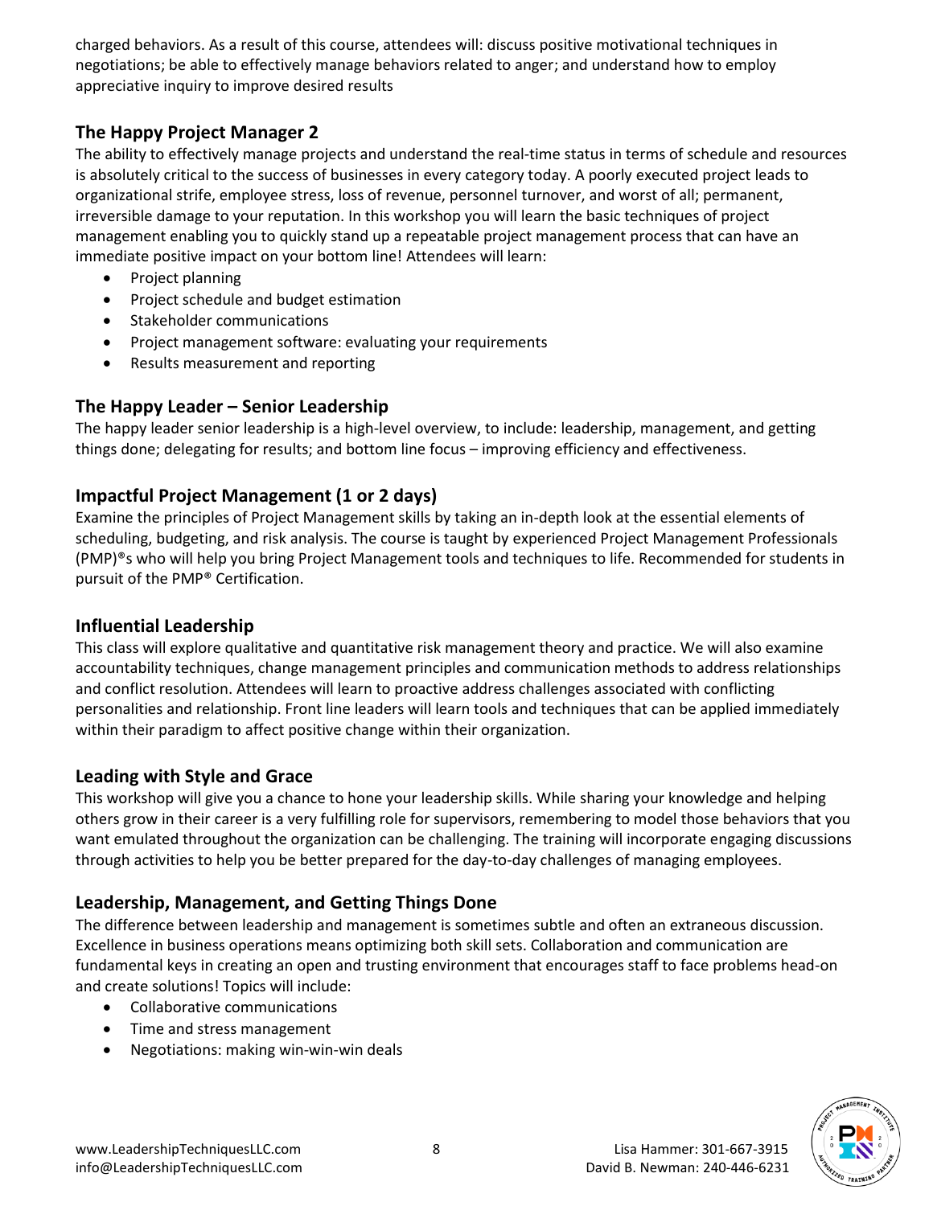charged behaviors. As a result of this course, attendees will: discuss positive motivational techniques in negotiations; be able to effectively manage behaviors related to anger; and understand how to employ appreciative inquiry to improve desired results

## The Happy Project Manager 2

The ability to effectively manage projects and understand the real-time status in terms of schedule and resources is absolutely critical to the success of businesses in every category today. A poorly executed project leads to organizational strife, employee stress, loss of revenue, personnel turnover, and worst of all; permanent, irreversible damage to your reputation. In this workshop you will learn the basic techniques of project management enabling you to quickly stand up a repeatable project management process that can have an immediate positive impact on your bottom line! Attendees will learn:

- Project planning
- Project schedule and budget estimation
- Stakeholder communications
- Project management software: evaluating your requirements
- Results measurement and reporting

## The Happy Leader – Senior Leadership

The happy leader senior leadership is a high-level overview, to include: leadership, management, and getting things done; delegating for results; and bottom line focus – improving efficiency and effectiveness.

## Impactful Project Management (1 or 2 days)

Examine the principles of Project Management skills by taking an in-depth look at the essential elements of scheduling, budgeting, and risk analysis. The course is taught by experienced Project Management Professionals (PMP)®s who will help you bring Project Management tools and techniques to life. Recommended for students in pursuit of the PMP® Certification.

## Influential Leadership

This class will explore qualitative and quantitative risk management theory and practice. We will also examine accountability techniques, change management principles and communication methods to address relationships and conflict resolution. Attendees will learn to proactive address challenges associated with conflicting personalities and relationship. Front line leaders will learn tools and techniques that can be applied immediately within their paradigm to affect positive change within their organization.

## Leading with Style and Grace

This workshop will give you a chance to hone your leadership skills. While sharing your knowledge and helping others grow in their career is a very fulfilling role for supervisors, remembering to model those behaviors that you want emulated throughout the organization can be challenging. The training will incorporate engaging discussions through activities to help you be better prepared for the day-to-day challenges of managing employees.

## Leadership, Management, and Getting Things Done

The difference between leadership and management is sometimes subtle and often an extraneous discussion. Excellence in business operations means optimizing both skill sets. Collaboration and communication are fundamental keys in creating an open and trusting environment that encourages staff to face problems head-on and create solutions! Topics will include:

- Collaborative communications
- Time and stress management
- Negotiations: making win-win-win deals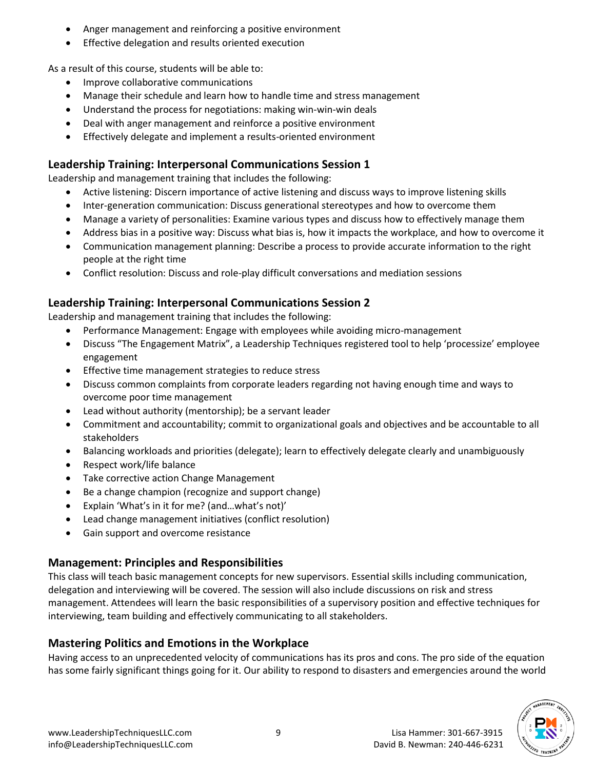- Anger management and reinforcing a positive environment
- Effective delegation and results oriented execution

As a result of this course, students will be able to:

- Improve collaborative communications
- Manage their schedule and learn how to handle time and stress management
- Understand the process for negotiations: making win-win-win deals
- Deal with anger management and reinforce a positive environment
- Effectively delegate and implement a results-oriented environment

## Leadership Training: Interpersonal Communications Session 1

Leadership and management training that includes the following:

- Active listening: Discern importance of active listening and discuss ways to improve listening skills
- Inter-generation communication: Discuss generational stereotypes and how to overcome them
- Manage a variety of personalities: Examine various types and discuss how to effectively manage them
- Address bias in a positive way: Discuss what bias is, how it impacts the workplace, and how to overcome it
- Communication management planning: Describe a process to provide accurate information to the right people at the right time
- Conflict resolution: Discuss and role-play difficult conversations and mediation sessions

## Leadership Training: Interpersonal Communications Session 2

Leadership and management training that includes the following:

- Performance Management: Engage with employees while avoiding micro-management
- Discuss "The Engagement Matrix", a Leadership Techniques registered tool to help 'processize' employee engagement
- Effective time management strategies to reduce stress
- Discuss common complaints from corporate leaders regarding not having enough time and ways to overcome poor time management
- Lead without authority (mentorship); be a servant leader
- Commitment and accountability; commit to organizational goals and objectives and be accountable to all stakeholders
- Balancing workloads and priorities (delegate); learn to effectively delegate clearly and unambiguously
- Respect work/life balance
- Take corrective action Change Management
- Be a change champion (recognize and support change)
- Explain 'What's in it for me? (and…what's not)'
- Lead change management initiatives (conflict resolution)
- Gain support and overcome resistance

## Management: Principles and Responsibilities

This class will teach basic management concepts for new supervisors. Essential skills including communication, delegation and interviewing will be covered. The session will also include discussions on risk and stress management. Attendees will learn the basic responsibilities of a supervisory position and effective techniques for interviewing, team building and effectively communicating to all stakeholders.

## Mastering Politics and Emotions in the Workplace

Having access to an unprecedented velocity of communications has its pros and cons. The pro side of the equation has some fairly significant things going for it. Our ability to respond to disasters and emergencies around the world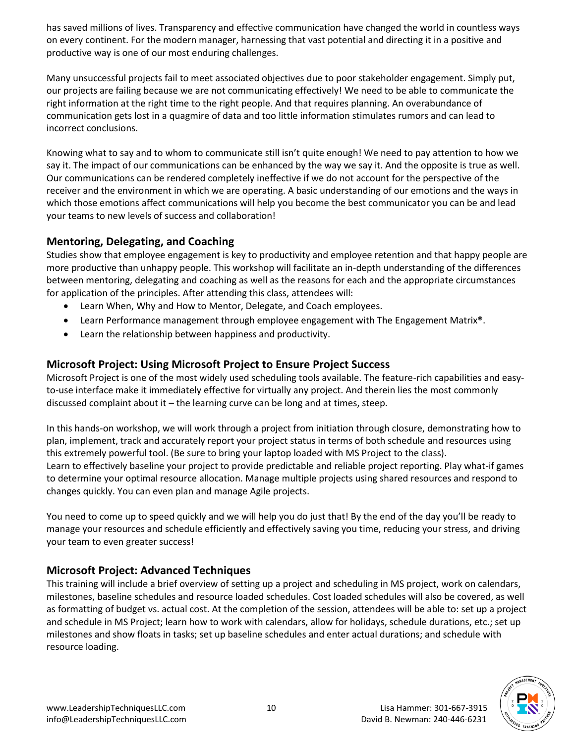has saved millions of lives. Transparency and effective communication have changed the world in countless ways on every continent. For the modern manager, harnessing that vast potential and directing it in a positive and productive way is one of our most enduring challenges.

Many unsuccessful projects fail to meet associated objectives due to poor stakeholder engagement. Simply put, our projects are failing because we are not communicating effectively! We need to be able to communicate the right information at the right time to the right people. And that requires planning. An overabundance of communication gets lost in a quagmire of data and too little information stimulates rumors and can lead to incorrect conclusions.

Knowing what to say and to whom to communicate still isn't quite enough! We need to pay attention to how we say it. The impact of our communications can be enhanced by the way we say it. And the opposite is true as well. Our communications can be rendered completely ineffective if we do not account for the perspective of the receiver and the environment in which we are operating. A basic understanding of our emotions and the ways in which those emotions affect communications will help you become the best communicator you can be and lead your teams to new levels of success and collaboration!

## Mentoring, Delegating, and Coaching

Studies show that employee engagement is key to productivity and employee retention and that happy people are more productive than unhappy people. This workshop will facilitate an in-depth understanding of the differences between mentoring, delegating and coaching as well as the reasons for each and the appropriate circumstances for application of the principles. After attending this class, attendees will:

- Learn When, Why and How to Mentor, Delegate, and Coach employees.
- Learn Performance management through employee engagement with The Engagement Matrix®.
- Learn the relationship between happiness and productivity.

## Microsoft Project: Using Microsoft Project to Ensure Project Success

Microsoft Project is one of the most widely used scheduling tools available. The feature-rich capabilities and easy-to-use interface make it immediately effective for virtually any project. And therein lies the most commonly discussed complaint about it – the learning curve can be long and at times, steep.

In this hands-on workshop, we will work through a project from initiation through closure, demonstrating how to plan, implement, track and accurately report your project status in terms of both schedule and resources using this extremely powerful tool. (Be sure to bring your laptop loaded with MS Project to the class).
Learn to effectively baseline your project to provide predictable and reliable project reporting. Play what-if games to determine your optimal resource allocation. Manage multiple projects using shared resources and respond to changes quickly. You can even plan and manage Agile projects.

You need to come up to speed quickly and we will help you do just that! By the end of the day you'll be ready to manage your resources and schedule efficiently and effectively saving you time, reducing your stress, and driving your team to even greater success!

## Microsoft Project: Advanced Techniques

This training will include a brief overview of setting up a project and scheduling in MS project, work on calendars, milestones, baseline schedules and resource loaded schedules. Cost loaded schedules will also be covered, as well as formatting of budget vs. actual cost. At the completion of the session, attendees will be able to: set up a project and schedule in MS Project; learn how to work with calendars, allow for holidays, schedule durations, etc.; set up milestones and show floats in tasks; set up baseline schedules and enter actual durations; and schedule with resource loading.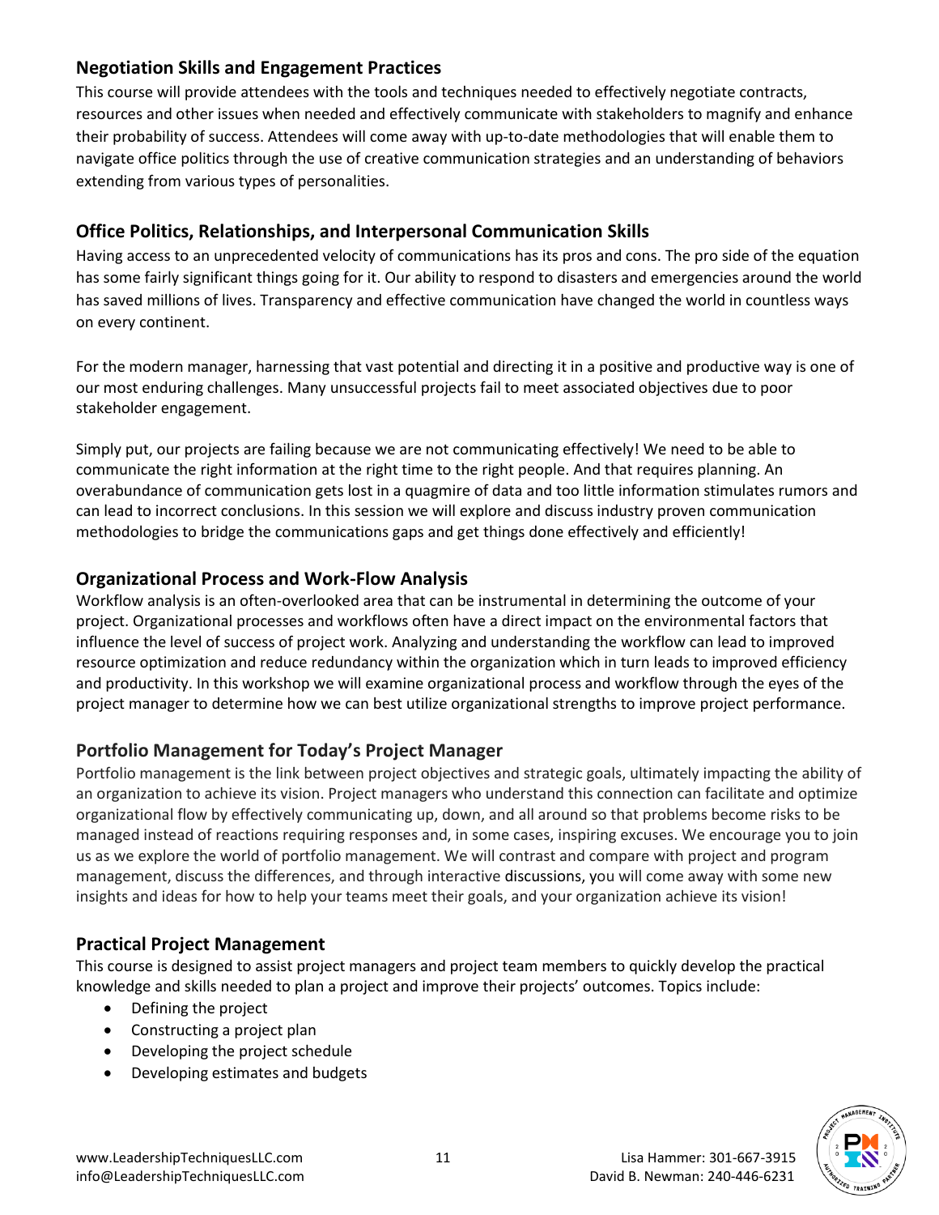## Negotiation Skills and Engagement Practices

This course will provide attendees with the tools and techniques needed to effectively negotiate contracts, resources and other issues when needed and effectively communicate with stakeholders to magnify and enhance their probability of success. Attendees will come away with up-to-date methodologies that will enable them to navigate office politics through the use of creative communication strategies and an understanding of behaviors extending from various types of personalities.

## Office Politics, Relationships, and Interpersonal Communication Skills

Having access to an unprecedented velocity of communications has its pros and cons. The pro side of the equation has some fairly significant things going for it. Our ability to respond to disasters and emergencies around the world has saved millions of lives. Transparency and effective communication have changed the world in countless ways on every continent.

For the modern manager, harnessing that vast potential and directing it in a positive and productive way is one of our most enduring challenges. Many unsuccessful projects fail to meet associated objectives due to poor stakeholder engagement.

Simply put, our projects are failing because we are not communicating effectively! We need to be able to communicate the right information at the right time to the right people. And that requires planning. An overabundance of communication gets lost in a quagmire of data and too little information stimulates rumors and can lead to incorrect conclusions. In this session we will explore and discuss industry proven communication methodologies to bridge the communications gaps and get things done effectively and efficiently!

## Organizational Process and Work-Flow Analysis

Workflow analysis is an often-overlooked area that can be instrumental in determining the outcome of your project. Organizational processes and workflows often have a direct impact on the environmental factors that influence the level of success of project work. Analyzing and understanding the workflow can lead to improved resource optimization and reduce redundancy within the organization which in turn leads to improved efficiency and productivity. In this workshop we will examine organizational process and workflow through the eyes of the project manager to determine how we can best utilize organizational strengths to improve project performance.

## Portfolio Management for Today's Project Manager

Portfolio management is the link between project objectives and strategic goals, ultimately impacting the ability of an organization to achieve its vision. Project managers who understand this connection can facilitate and optimize organizational flow by effectively communicating up, down, and all around so that problems become risks to be managed instead of reactions requiring responses and, in some cases, inspiring excuses. We encourage you to join us as we explore the world of portfolio management. We will contrast and compare with project and program management, discuss the differences, and through interactive discussions, you will come away with some new insights and ideas for how to help your teams meet their goals, and your organization achieve its vision!

## Practical Project Management

This course is designed to assist project managers and project team members to quickly develop the practical knowledge and skills needed to plan a project and improve their projects' outcomes. Topics include:

- Defining the project
- Constructing a project plan
- Developing the project schedule
- Developing estimates and budgets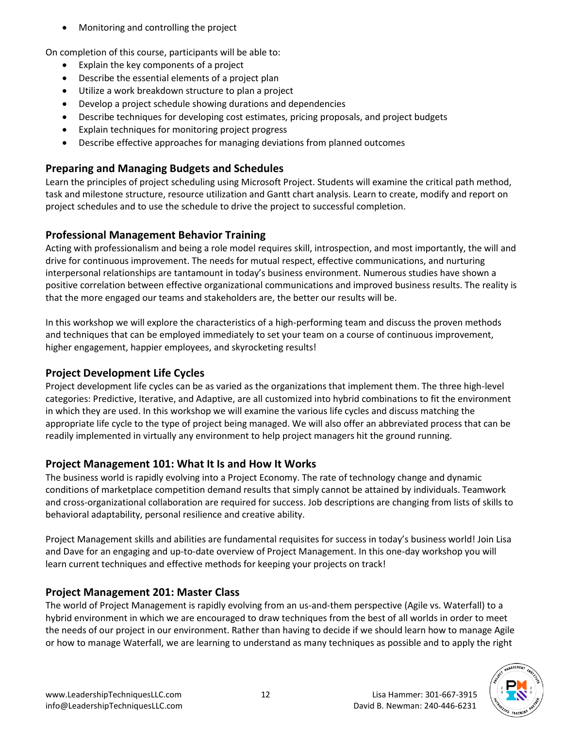- Monitoring and controlling the project

On completion of this course, participants will be able to:

- Explain the key components of a project
- Describe the essential elements of a project plan
- Utilize a work breakdown structure to plan a project
- Develop a project schedule showing durations and dependencies
- Describe techniques for developing cost estimates, pricing proposals, and project budgets
- Explain techniques for monitoring project progress
- Describe effective approaches for managing deviations from planned outcomes

## Preparing and Managing Budgets and Schedules

Learn the principles of project scheduling using Microsoft Project. Students will examine the critical path method, task and milestone structure, resource utilization and Gantt chart analysis. Learn to create, modify and report on project schedules and to use the schedule to drive the project to successful completion.

## Professional Management Behavior Training

Acting with professionalism and being a role model requires skill, introspection, and most importantly, the will and drive for continuous improvement. The needs for mutual respect, effective communications, and nurturing interpersonal relationships are tantamount in today's business environment. Numerous studies have shown a positive correlation between effective organizational communications and improved business results. The reality is that the more engaged our teams and stakeholders are, the better our results will be.

In this workshop we will explore the characteristics of a high-performing team and discuss the proven methods and techniques that can be employed immediately to set your team on a course of continuous improvement, higher engagement, happier employees, and skyrocketing results!

## Project Development Life Cycles

Project development life cycles can be as varied as the organizations that implement them. The three high-level categories: Predictive, Iterative, and Adaptive, are all customized into hybrid combinations to fit the environment in which they are used. In this workshop we will examine the various life cycles and discuss matching the appropriate life cycle to the type of project being managed. We will also offer an abbreviated process that can be readily implemented in virtually any environment to help project managers hit the ground running.

## Project Management 101: What It Is and How It Works

The business world is rapidly evolving into a Project Economy. The rate of technology change and dynamic conditions of marketplace competition demand results that simply cannot be attained by individuals. Teamwork and cross-organizational collaboration are required for success. Job descriptions are changing from lists of skills to behavioral adaptability, personal resilience and creative ability.

Project Management skills and abilities are fundamental requisites for success in today's business world! Join Lisa and Dave for an engaging and up-to-date overview of Project Management. In this one-day workshop you will learn current techniques and effective methods for keeping your projects on track!

## Project Management 201: Master Class

The world of Project Management is rapidly evolving from an us-and-them perspective (Agile vs. Waterfall) to a hybrid environment in which we are encouraged to draw techniques from the best of all worlds in order to meet the needs of our project in our environment. Rather than having to decide if we should learn how to manage Agile or how to manage Waterfall, we are learning to understand as many techniques as possible and to apply the right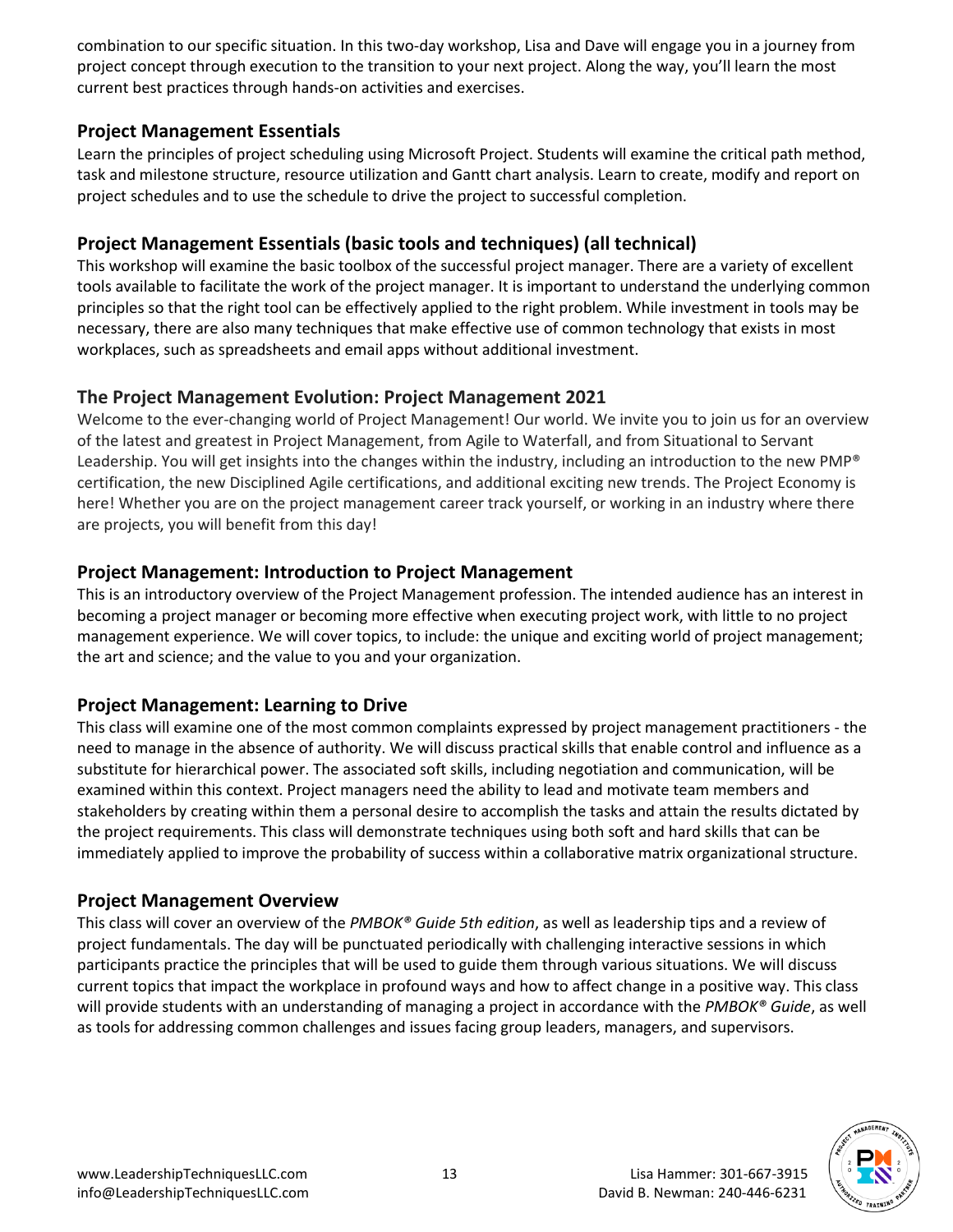combination to our specific situation. In this two-day workshop, Lisa and Dave will engage you in a journey from project concept through execution to the transition to your next project. Along the way, you'll learn the most current best practices through hands-on activities and exercises.

## Project Management Essentials

Learn the principles of project scheduling using Microsoft Project. Students will examine the critical path method, task and milestone structure, resource utilization and Gantt chart analysis. Learn to create, modify and report on project schedules and to use the schedule to drive the project to successful completion.

## Project Management Essentials (basic tools and techniques) (all technical)

This workshop will examine the basic toolbox of the successful project manager. There are a variety of excellent tools available to facilitate the work of the project manager. It is important to understand the underlying common principles so that the right tool can be effectively applied to the right problem. While investment in tools may be necessary, there are also many techniques that make effective use of common technology that exists in most workplaces, such as spreadsheets and email apps without additional investment.

## The Project Management Evolution: Project Management 2021

Welcome to the ever-changing world of Project Management! Our world. We invite you to join us for an overview of the latest and greatest in Project Management, from Agile to Waterfall, and from Situational to Servant Leadership. You will get insights into the changes within the industry, including an introduction to the new PMP® certification, the new Disciplined Agile certifications, and additional exciting new trends. The Project Economy is here! Whether you are on the project management career track yourself, or working in an industry where there are projects, you will benefit from this day!

## Project Management: Introduction to Project Management

This is an introductory overview of the Project Management profession. The intended audience has an interest in becoming a project manager or becoming more effective when executing project work, with little to no project management experience. We will cover topics, to include: the unique and exciting world of project management; the art and science; and the value to you and your organization.

## Project Management: Learning to Drive

This class will examine one of the most common complaints expressed by project management practitioners - the need to manage in the absence of authority. We will discuss practical skills that enable control and influence as a substitute for hierarchical power. The associated soft skills, including negotiation and communication, will be examined within this context. Project managers need the ability to lead and motivate team members and stakeholders by creating within them a personal desire to accomplish the tasks and attain the results dictated by the project requirements. This class will demonstrate techniques using both soft and hard skills that can be immediately applied to improve the probability of success within a collaborative matrix organizational structure.

## Project Management Overview

This class will cover an overview of the *PMBOK® Guide 5th edition*, as well as leadership tips and a review of project fundamentals. The day will be punctuated periodically with challenging interactive sessions in which participants practice the principles that will be used to guide them through various situations. We will discuss current topics that impact the workplace in profound ways and how to affect change in a positive way. This class will provide students with an understanding of managing a project in accordance with the *PMBOK® Guide*, as well as tools for addressing common challenges and issues facing group leaders, managers, and supervisors.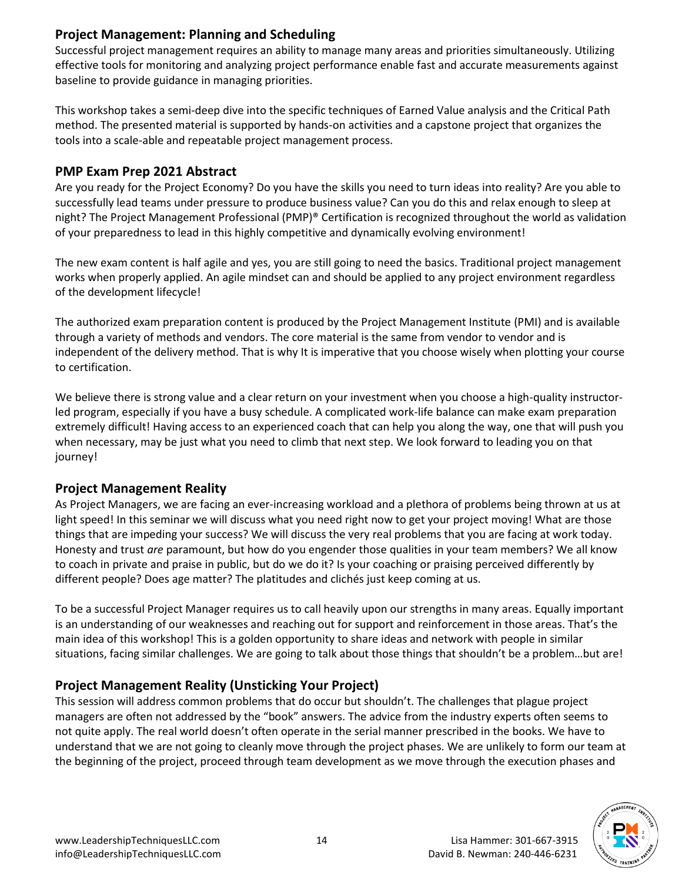## Project Management: Planning and Scheduling

Successful project management requires an ability to manage many areas and priorities simultaneously. Utilizing effective tools for monitoring and analyzing project performance enable fast and accurate measurements against baseline to provide guidance in managing priorities.

This workshop takes a semi-deep dive into the specific techniques of Earned Value analysis and the Critical Path method. The presented material is supported by hands-on activities and a capstone project that organizes the tools into a scale-able and repeatable project management process.

## PMP Exam Prep 2021 Abstract

Are you ready for the Project Economy? Do you have the skills you need to turn ideas into reality? Are you able to successfully lead teams under pressure to produce business value? Can you do this and relax enough to sleep at night? The Project Management Professional (PMP)® Certification is recognized throughout the world as validation of your preparedness to lead in this highly competitive and dynamically evolving environment!

The new exam content is half agile and yes, you are still going to need the basics. Traditional project management works when properly applied. An agile mindset can and should be applied to any project environment regardless of the development lifecycle!

The authorized exam preparation content is produced by the Project Management Institute (PMI) and is available through a variety of methods and vendors. The core material is the same from vendor to vendor and is independent of the delivery method. That is why It is imperative that you choose wisely when plotting your course to certification.

We believe there is strong value and a clear return on your investment when you choose a high-quality instructor-led program, especially if you have a busy schedule. A complicated work-life balance can make exam preparation extremely difficult! Having access to an experienced coach that can help you along the way, one that will push you when necessary, may be just what you need to climb that next step. We look forward to leading you on that journey!

## Project Management Reality

As Project Managers, we are facing an ever-increasing workload and a plethora of problems being thrown at us at light speed! In this seminar we will discuss what you need right now to get your project moving! What are those things that are impeding your success? We will discuss the very real problems that you are facing at work today. Honesty and trust *are* paramount, but how do you engender those qualities in your team members? We all know to coach in private and praise in public, but do we do it? Is your coaching or praising perceived differently by different people? Does age matter? The platitudes and clichés just keep coming at us.

To be a successful Project Manager requires us to call heavily upon our strengths in many areas. Equally important is an understanding of our weaknesses and reaching out for support and reinforcement in those areas. That's the main idea of this workshop! This is a golden opportunity to share ideas and network with people in similar situations, facing similar challenges. We are going to talk about those things that shouldn't be a problem…but are!

## Project Management Reality (Unsticking Your Project)

This session will address common problems that do occur but shouldn't. The challenges that plague project managers are often not addressed by the "book" answers. The advice from the industry experts often seems to not quite apply. The real world doesn't often operate in the serial manner prescribed in the books. We have to understand that we are not going to cleanly move through the project phases. We are unlikely to form our team at the beginning of the project, proceed through team development as we move through the execution phases and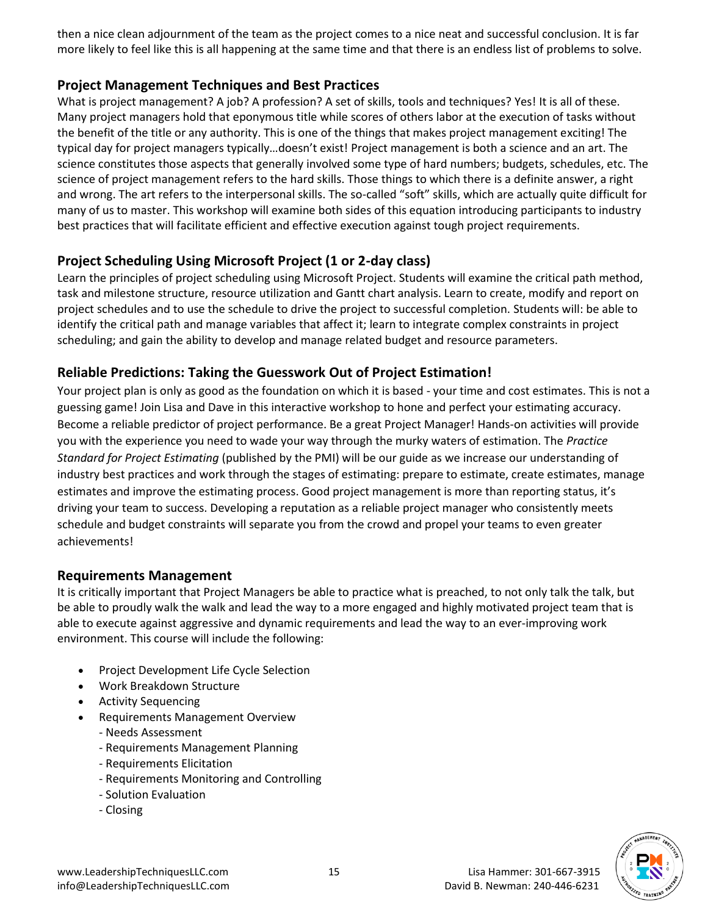then a nice clean adjournment of the team as the project comes to a nice neat and successful conclusion. It is far more likely to feel like this is all happening at the same time and that there is an endless list of problems to solve.

## Project Management Techniques and Best Practices

What is project management? A job? A profession? A set of skills, tools and techniques? Yes! It is all of these. Many project managers hold that eponymous title while scores of others labor at the execution of tasks without the benefit of the title or any authority. This is one of the things that makes project management exciting! The typical day for project managers typically…doesn't exist! Project management is both a science and an art. The science constitutes those aspects that generally involved some type of hard numbers; budgets, schedules, etc. The science of project management refers to the hard skills. Those things to which there is a definite answer, a right and wrong. The art refers to the interpersonal skills. The so-called "soft" skills, which are actually quite difficult for many of us to master. This workshop will examine both sides of this equation introducing participants to industry best practices that will facilitate efficient and effective execution against tough project requirements.

## Project Scheduling Using Microsoft Project (1 or 2-day class)

Learn the principles of project scheduling using Microsoft Project. Students will examine the critical path method, task and milestone structure, resource utilization and Gantt chart analysis. Learn to create, modify and report on project schedules and to use the schedule to drive the project to successful completion. Students will: be able to identify the critical path and manage variables that affect it; learn to integrate complex constraints in project scheduling; and gain the ability to develop and manage related budget and resource parameters.

## Reliable Predictions: Taking the Guesswork Out of Project Estimation!

Your project plan is only as good as the foundation on which it is based - your time and cost estimates. This is not a guessing game! Join Lisa and Dave in this interactive workshop to hone and perfect your estimating accuracy. Become a reliable predictor of project performance. Be a great Project Manager! Hands-on activities will provide you with the experience you need to wade your way through the murky waters of estimation. The *Practice Standard for Project Estimating* (published by the PMI) will be our guide as we increase our understanding of industry best practices and work through the stages of estimating: prepare to estimate, create estimates, manage estimates and improve the estimating process. Good project management is more than reporting status, it's driving your team to success. Developing a reputation as a reliable project manager who consistently meets schedule and budget constraints will separate you from the crowd and propel your teams to even greater achievements!

## Requirements Management

It is critically important that Project Managers be able to practice what is preached, to not only talk the talk, but be able to proudly walk the walk and lead the way to a more engaged and highly motivated project team that is able to execute against aggressive and dynamic requirements and lead the way to an ever-improving work environment. This course will include the following:

- Project Development Life Cycle Selection
- Work Breakdown Structure
- Activity Sequencing
- Requirements Management Overview
  - Needs Assessment
  - Requirements Management Planning
  - Requirements Elicitation
  - Requirements Monitoring and Controlling
  - Solution Evaluation
  - Closing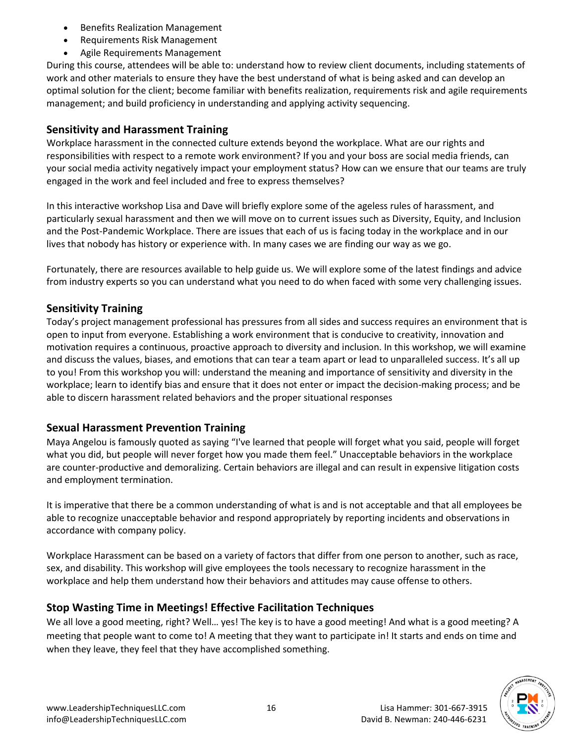- Benefits Realization Management
- Requirements Risk Management
- Agile Requirements Management

During this course, attendees will be able to: understand how to review client documents, including statements of work and other materials to ensure they have the best understand of what is being asked and can develop an optimal solution for the client; become familiar with benefits realization, requirements risk and agile requirements management; and build proficiency in understanding and applying activity sequencing.

## Sensitivity and Harassment Training

Workplace harassment in the connected culture extends beyond the workplace. What are our rights and responsibilities with respect to a remote work environment? If you and your boss are social media friends, can your social media activity negatively impact your employment status? How can we ensure that our teams are truly engaged in the work and feel included and free to express themselves?

In this interactive workshop Lisa and Dave will briefly explore some of the ageless rules of harassment, and particularly sexual harassment and then we will move on to current issues such as Diversity, Equity, and Inclusion and the Post-Pandemic Workplace. There are issues that each of us is facing today in the workplace and in our lives that nobody has history or experience with. In many cases we are finding our way as we go.

Fortunately, there are resources available to help guide us. We will explore some of the latest findings and advice from industry experts so you can understand what you need to do when faced with some very challenging issues.

## Sensitivity Training

Today's project management professional has pressures from all sides and success requires an environment that is open to input from everyone. Establishing a work environment that is conducive to creativity, innovation and motivation requires a continuous, proactive approach to diversity and inclusion. In this workshop, we will examine and discuss the values, biases, and emotions that can tear a team apart or lead to unparalleled success. It's all up to you! From this workshop you will: understand the meaning and importance of sensitivity and diversity in the workplace; learn to identify bias and ensure that it does not enter or impact the decision-making process; and be able to discern harassment related behaviors and the proper situational responses

## Sexual Harassment Prevention Training

Maya Angelou is famously quoted as saying "I've learned that people will forget what you said, people will forget what you did, but people will never forget how you made them feel." Unacceptable behaviors in the workplace are counter-productive and demoralizing. Certain behaviors are illegal and can result in expensive litigation costs and employment termination.

It is imperative that there be a common understanding of what is and is not acceptable and that all employees be able to recognize unacceptable behavior and respond appropriately by reporting incidents and observations in accordance with company policy.

Workplace Harassment can be based on a variety of factors that differ from one person to another, such as race, sex, and disability. This workshop will give employees the tools necessary to recognize harassment in the workplace and help them understand how their behaviors and attitudes may cause offense to others.

## Stop Wasting Time in Meetings! Effective Facilitation Techniques

We all love a good meeting, right? Well… yes! The key is to have a good meeting! And what is a good meeting? A meeting that people want to come to! A meeting that they want to participate in! It starts and ends on time and when they leave, they feel that they have accomplished something.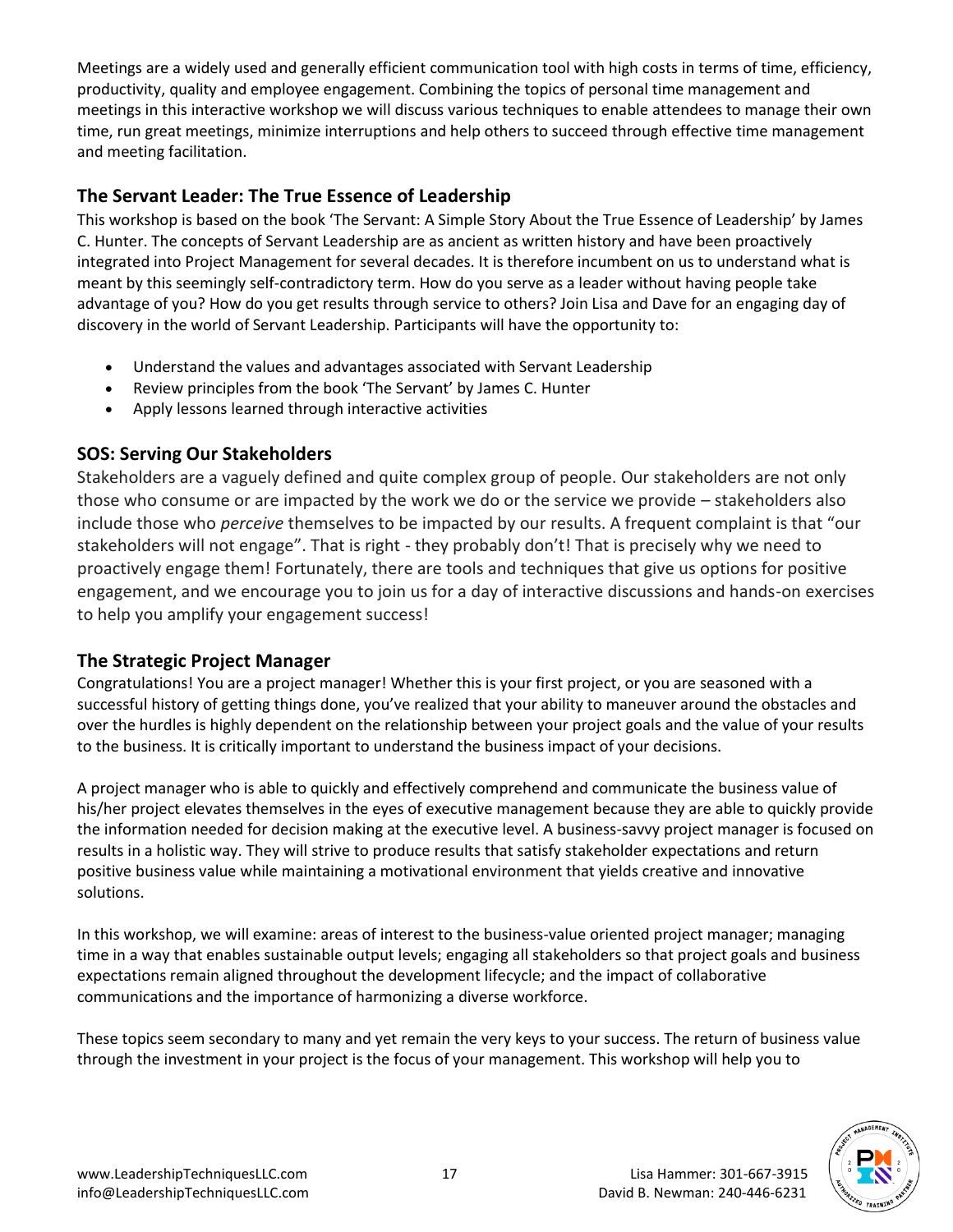Meetings are a widely used and generally efficient communication tool with high costs in terms of time, efficiency, productivity, quality and employee engagement. Combining the topics of personal time management and meetings in this interactive workshop we will discuss various techniques to enable attendees to manage their own time, run great meetings, minimize interruptions and help others to succeed through effective time management and meeting facilitation.

## The Servant Leader: The True Essence of Leadership

This workshop is based on the book 'The Servant: A Simple Story About the True Essence of Leadership' by James C. Hunter. The concepts of Servant Leadership are as ancient as written history and have been proactively integrated into Project Management for several decades. It is therefore incumbent on us to understand what is meant by this seemingly self-contradictory term. How do you serve as a leader without having people take advantage of you? How do you get results through service to others? Join Lisa and Dave for an engaging day of discovery in the world of Servant Leadership. Participants will have the opportunity to:

- Understand the values and advantages associated with Servant Leadership
- Review principles from the book 'The Servant' by James C. Hunter
- Apply lessons learned through interactive activities

## SOS: Serving Our Stakeholders

Stakeholders are a vaguely defined and quite complex group of people. Our stakeholders are not only those who consume or are impacted by the work we do or the service we provide – stakeholders also include those who *perceive* themselves to be impacted by our results. A frequent complaint is that "our stakeholders will not engage". That is right - they probably don't! That is precisely why we need to proactively engage them! Fortunately, there are tools and techniques that give us options for positive engagement, and we encourage you to join us for a day of interactive discussions and hands-on exercises to help you amplify your engagement success!

## The Strategic Project Manager

Congratulations! You are a project manager! Whether this is your first project, or you are seasoned with a successful history of getting things done, you've realized that your ability to maneuver around the obstacles and over the hurdles is highly dependent on the relationship between your project goals and the value of your results to the business. It is critically important to understand the business impact of your decisions.

A project manager who is able to quickly and effectively comprehend and communicate the business value of his/her project elevates themselves in the eyes of executive management because they are able to quickly provide the information needed for decision making at the executive level. A business-savvy project manager is focused on results in a holistic way. They will strive to produce results that satisfy stakeholder expectations and return positive business value while maintaining a motivational environment that yields creative and innovative solutions.

In this workshop, we will examine: areas of interest to the business-value oriented project manager; managing time in a way that enables sustainable output levels; engaging all stakeholders so that project goals and business expectations remain aligned throughout the development lifecycle; and the impact of collaborative communications and the importance of harmonizing a diverse workforce.

These topics seem secondary to many and yet remain the very keys to your success. The return of business value through the investment in your project is the focus of your management. This workshop will help you to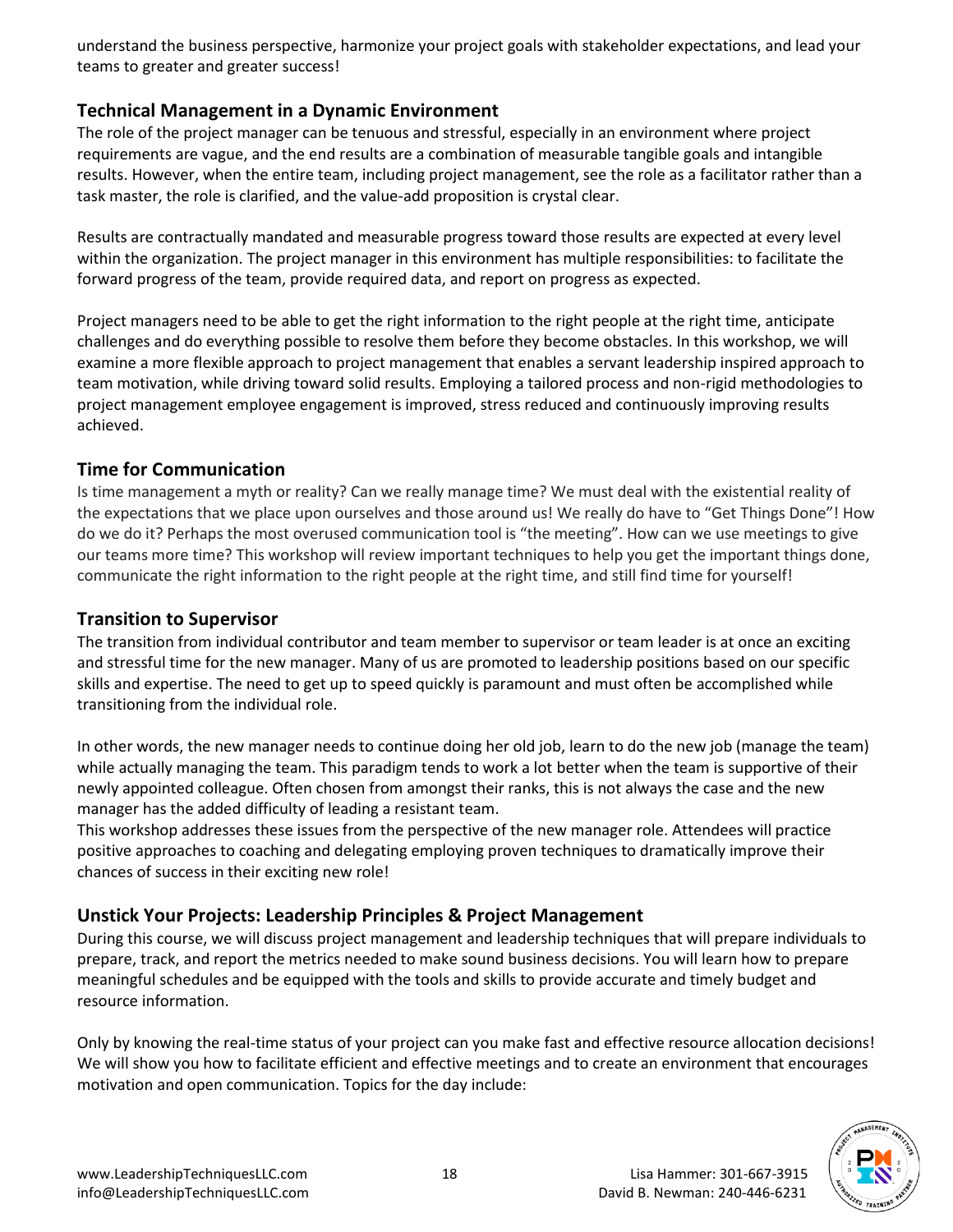understand the business perspective, harmonize your project goals with stakeholder expectations, and lead your teams to greater and greater success!

## Technical Management in a Dynamic Environment

The role of the project manager can be tenuous and stressful, especially in an environment where project requirements are vague, and the end results are a combination of measurable tangible goals and intangible results. However, when the entire team, including project management, see the role as a facilitator rather than a task master, the role is clarified, and the value-add proposition is crystal clear.

Results are contractually mandated and measurable progress toward those results are expected at every level within the organization. The project manager in this environment has multiple responsibilities: to facilitate the forward progress of the team, provide required data, and report on progress as expected.

Project managers need to be able to get the right information to the right people at the right time, anticipate challenges and do everything possible to resolve them before they become obstacles. In this workshop, we will examine a more flexible approach to project management that enables a servant leadership inspired approach to team motivation, while driving toward solid results. Employing a tailored process and non-rigid methodologies to project management employee engagement is improved, stress reduced and continuously improving results achieved.

## Time for Communication

Is time management a myth or reality? Can we really manage time? We must deal with the existential reality of the expectations that we place upon ourselves and those around us! We really do have to "Get Things Done"! How do we do it? Perhaps the most overused communication tool is "the meeting". How can we use meetings to give our teams more time? This workshop will review important techniques to help you get the important things done, communicate the right information to the right people at the right time, and still find time for yourself!

## Transition to Supervisor

The transition from individual contributor and team member to supervisor or team leader is at once an exciting and stressful time for the new manager. Many of us are promoted to leadership positions based on our specific skills and expertise. The need to get up to speed quickly is paramount and must often be accomplished while transitioning from the individual role.

In other words, the new manager needs to continue doing her old job, learn to do the new job (manage the team) while actually managing the team. This paradigm tends to work a lot better when the team is supportive of their newly appointed colleague. Often chosen from amongst their ranks, this is not always the case and the new manager has the added difficulty of leading a resistant team.
This workshop addresses these issues from the perspective of the new manager role. Attendees will practice positive approaches to coaching and delegating employing proven techniques to dramatically improve their chances of success in their exciting new role!

## Unstick Your Projects: Leadership Principles & Project Management

During this course, we will discuss project management and leadership techniques that will prepare individuals to prepare, track, and report the metrics needed to make sound business decisions. You will learn how to prepare meaningful schedules and be equipped with the tools and skills to provide accurate and timely budget and resource information.

Only by knowing the real-time status of your project can you make fast and effective resource allocation decisions! We will show you how to facilitate efficient and effective meetings and to create an environment that encourages motivation and open communication. Topics for the day include: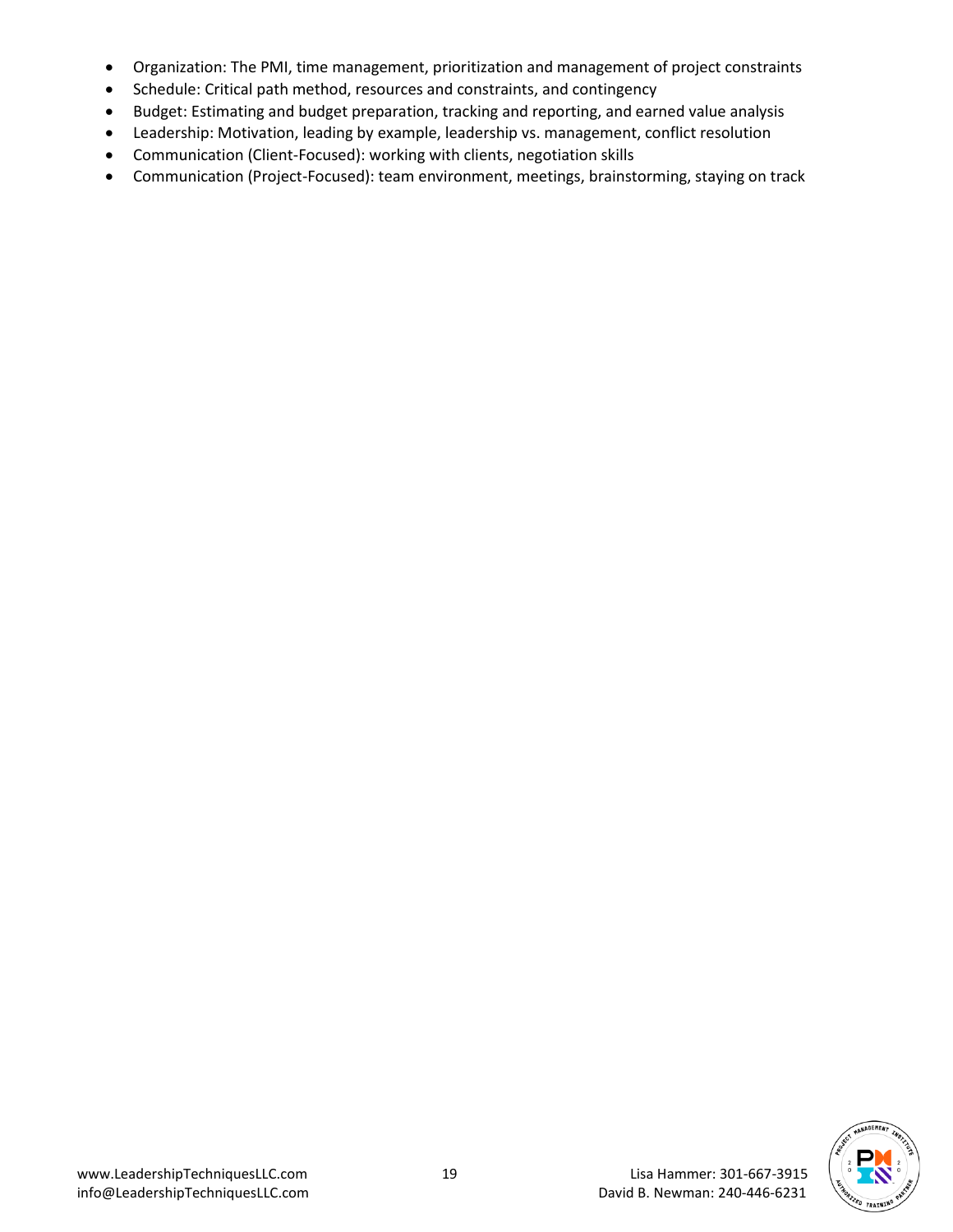- Organization: The PMI, time management, prioritization and management of project constraints
- Schedule: Critical path method, resources and constraints, and contingency
- Budget: Estimating and budget preparation, tracking and reporting, and earned value analysis
- Leadership: Motivation, leading by example, leadership vs. management, conflict resolution
- Communication (Client-Focused): working with clients, negotiation skills
- Communication (Project-Focused): team environment, meetings, brainstorming, staying on track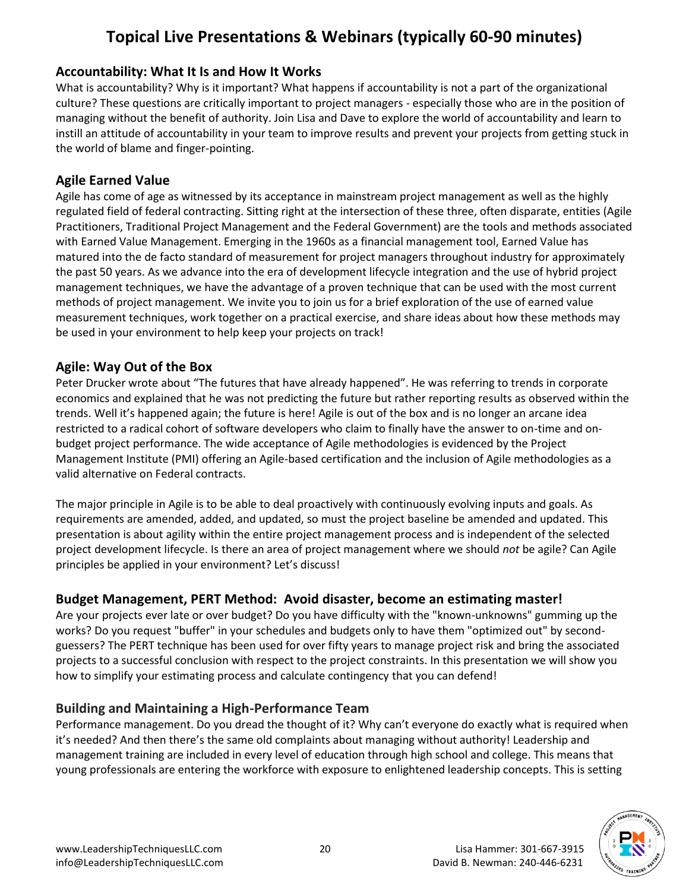# Topical Live Presentations & Webinars (typically 60-90 minutes)

## Accountability: What It Is and How It Works

What is accountability? Why is it important? What happens if accountability is not a part of the organizational culture? These questions are critically important to project managers - especially those who are in the position of managing without the benefit of authority. Join Lisa and Dave to explore the world of accountability and learn to instill an attitude of accountability in your team to improve results and prevent your projects from getting stuck in the world of blame and finger-pointing.

## Agile Earned Value

Agile has come of age as witnessed by its acceptance in mainstream project management as well as the highly regulated field of federal contracting. Sitting right at the intersection of these three, often disparate, entities (Agile Practitioners, Traditional Project Management and the Federal Government) are the tools and methods associated with Earned Value Management. Emerging in the 1960s as a financial management tool, Earned Value has matured into the de facto standard of measurement for project managers throughout industry for approximately the past 50 years. As we advance into the era of development lifecycle integration and the use of hybrid project management techniques, we have the advantage of a proven technique that can be used with the most current methods of project management. We invite you to join us for a brief exploration of the use of earned value measurement techniques, work together on a practical exercise, and share ideas about how these methods may be used in your environment to help keep your projects on track!

## Agile: Way Out of the Box

Peter Drucker wrote about "The futures that have already happened". He was referring to trends in corporate economics and explained that he was not predicting the future but rather reporting results as observed within the trends. Well it's happened again; the future is here! Agile is out of the box and is no longer an arcane idea restricted to a radical cohort of software developers who claim to finally have the answer to on-time and on-budget project performance. The wide acceptance of Agile methodologies is evidenced by the Project Management Institute (PMI) offering an Agile-based certification and the inclusion of Agile methodologies as a valid alternative on Federal contracts.

The major principle in Agile is to be able to deal proactively with continuously evolving inputs and goals. As requirements are amended, added, and updated, so must the project baseline be amended and updated. This presentation is about agility within the entire project management process and is independent of the selected project development lifecycle. Is there an area of project management where we should *not* be agile? Can Agile principles be applied in your environment? Let's discuss!

## Budget Management, PERT Method: Avoid disaster, become an estimating master!

Are your projects ever late or over budget? Do you have difficulty with the "known-unknowns" gumming up the works? Do you request "buffer" in your schedules and budgets only to have them "optimized out" by second-guessers? The PERT technique has been used for over fifty years to manage project risk and bring the associated projects to a successful conclusion with respect to the project constraints. In this presentation we will show you how to simplify your estimating process and calculate contingency that you can defend!

## Building and Maintaining a High-Performance Team

Performance management. Do you dread the thought of it? Why can't everyone do exactly what is required when it's needed? And then there's the same old complaints about managing without authority! Leadership and management training are included in every level of education through high school and college. This means that young professionals are entering the workforce with exposure to enlightened leadership concepts. This is setting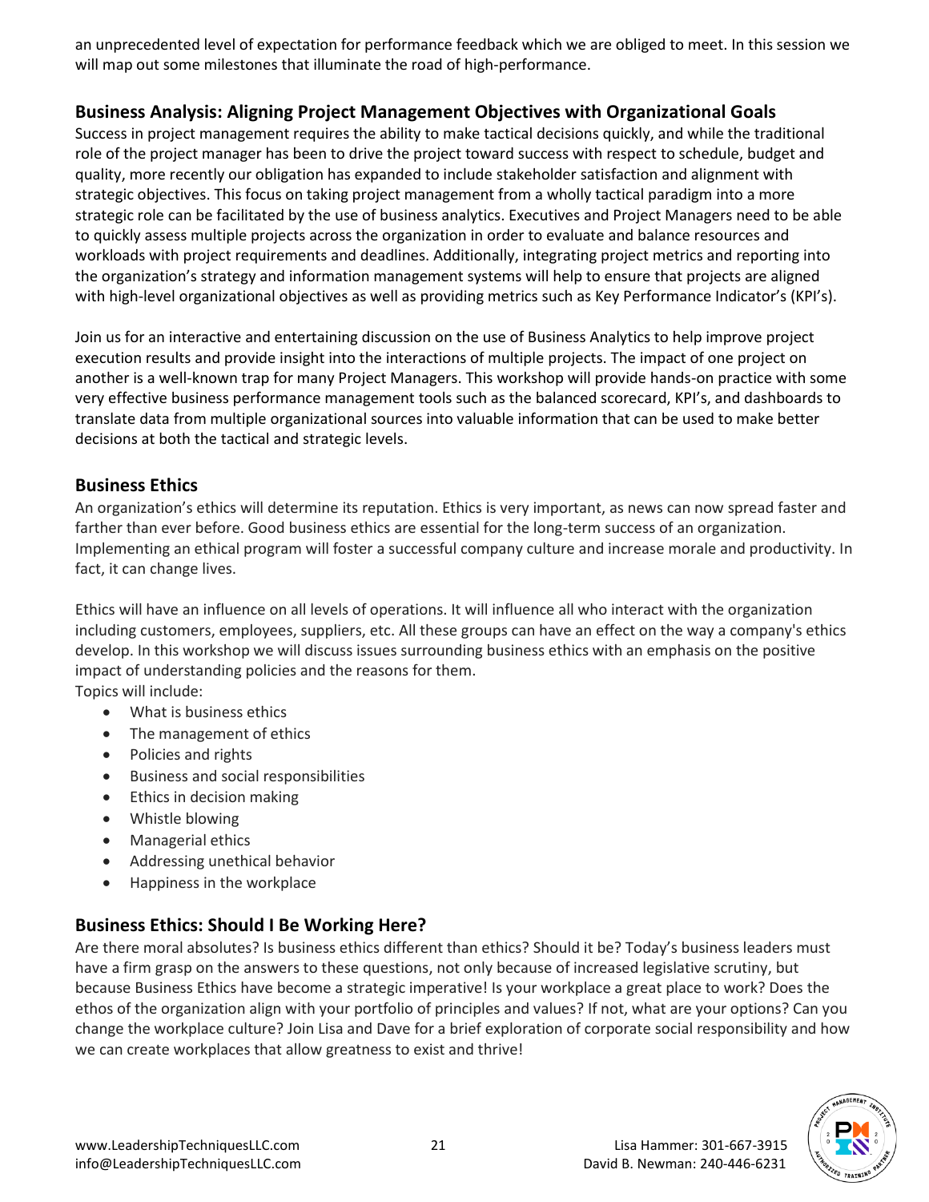an unprecedented level of expectation for performance feedback which we are obliged to meet. In this session we will map out some milestones that illuminate the road of high-performance.

## Business Analysis: Aligning Project Management Objectives with Organizational Goals

Success in project management requires the ability to make tactical decisions quickly, and while the traditional role of the project manager has been to drive the project toward success with respect to schedule, budget and quality, more recently our obligation has expanded to include stakeholder satisfaction and alignment with strategic objectives. This focus on taking project management from a wholly tactical paradigm into a more strategic role can be facilitated by the use of business analytics. Executives and Project Managers need to be able to quickly assess multiple projects across the organization in order to evaluate and balance resources and workloads with project requirements and deadlines. Additionally, integrating project metrics and reporting into the organization's strategy and information management systems will help to ensure that projects are aligned with high-level organizational objectives as well as providing metrics such as Key Performance Indicator's (KPI's).

Join us for an interactive and entertaining discussion on the use of Business Analytics to help improve project execution results and provide insight into the interactions of multiple projects. The impact of one project on another is a well-known trap for many Project Managers. This workshop will provide hands-on practice with some very effective business performance management tools such as the balanced scorecard, KPI's, and dashboards to translate data from multiple organizational sources into valuable information that can be used to make better decisions at both the tactical and strategic levels.

## Business Ethics

An organization's ethics will determine its reputation. Ethics is very important, as news can now spread faster and farther than ever before. Good business ethics are essential for the long-term success of an organization. Implementing an ethical program will foster a successful company culture and increase morale and productivity. In fact, it can change lives.

Ethics will have an influence on all levels of operations. It will influence all who interact with the organization including customers, employees, suppliers, etc. All these groups can have an effect on the way a company's ethics develop. In this workshop we will discuss issues surrounding business ethics with an emphasis on the positive impact of understanding policies and the reasons for them.

Topics will include:

- What is business ethics
- The management of ethics
- Policies and rights
- Business and social responsibilities
- Ethics in decision making
- Whistle blowing
- Managerial ethics
- Addressing unethical behavior
- Happiness in the workplace

## Business Ethics: Should I Be Working Here?

Are there moral absolutes? Is business ethics different than ethics? Should it be? Today's business leaders must have a firm grasp on the answers to these questions, not only because of increased legislative scrutiny, but because Business Ethics have become a strategic imperative! Is your workplace a great place to work? Does the ethos of the organization align with your portfolio of principles and values? If not, what are your options? Can you change the workplace culture? Join Lisa and Dave for a brief exploration of corporate social responsibility and how we can create workplaces that allow greatness to exist and thrive!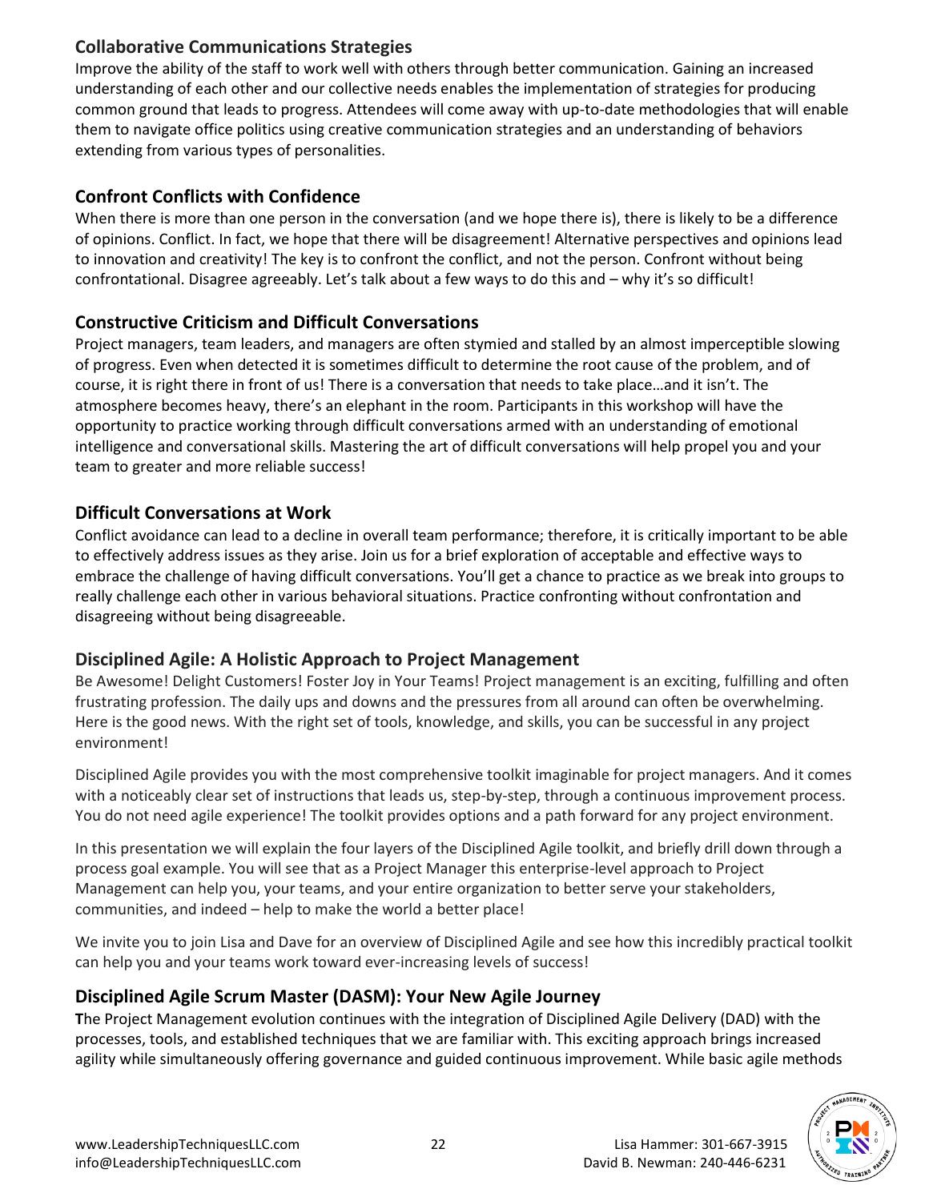## Collaborative Communications Strategies

Improve the ability of the staff to work well with others through better communication. Gaining an increased understanding of each other and our collective needs enables the implementation of strategies for producing common ground that leads to progress. Attendees will come away with up-to-date methodologies that will enable them to navigate office politics using creative communication strategies and an understanding of behaviors extending from various types of personalities.

## Confront Conflicts with Confidence

When there is more than one person in the conversation (and we hope there is), there is likely to be a difference of opinions. Conflict. In fact, we hope that there will be disagreement! Alternative perspectives and opinions lead to innovation and creativity! The key is to confront the conflict, and not the person. Confront without being confrontational. Disagree agreeably. Let's talk about a few ways to do this and – why it's so difficult!

## Constructive Criticism and Difficult Conversations

Project managers, team leaders, and managers are often stymied and stalled by an almost imperceptible slowing of progress. Even when detected it is sometimes difficult to determine the root cause of the problem, and of course, it is right there in front of us! There is a conversation that needs to take place…and it isn't. The atmosphere becomes heavy, there's an elephant in the room. Participants in this workshop will have the opportunity to practice working through difficult conversations armed with an understanding of emotional intelligence and conversational skills. Mastering the art of difficult conversations will help propel you and your team to greater and more reliable success!

## Difficult Conversations at Work

Conflict avoidance can lead to a decline in overall team performance; therefore, it is critically important to be able to effectively address issues as they arise. Join us for a brief exploration of acceptable and effective ways to embrace the challenge of having difficult conversations. You'll get a chance to practice as we break into groups to really challenge each other in various behavioral situations. Practice confronting without confrontation and disagreeing without being disagreeable.

## Disciplined Agile: A Holistic Approach to Project Management

Be Awesome! Delight Customers! Foster Joy in Your Teams! Project management is an exciting, fulfilling and often frustrating profession. The daily ups and downs and the pressures from all around can often be overwhelming. Here is the good news. With the right set of tools, knowledge, and skills, you can be successful in any project environment!

Disciplined Agile provides you with the most comprehensive toolkit imaginable for project managers. And it comes with a noticeably clear set of instructions that leads us, step-by-step, through a continuous improvement process. You do not need agile experience! The toolkit provides options and a path forward for any project environment.

In this presentation we will explain the four layers of the Disciplined Agile toolkit, and briefly drill down through a process goal example. You will see that as a Project Manager this enterprise-level approach to Project Management can help you, your teams, and your entire organization to better serve your stakeholders, communities, and indeed – help to make the world a better place!

We invite you to join Lisa and Dave for an overview of Disciplined Agile and see how this incredibly practical toolkit can help you and your teams work toward ever-increasing levels of success!

## Disciplined Agile Scrum Master (DASM): Your New Agile Journey

**T**he Project Management evolution continues with the integration of Disciplined Agile Delivery (DAD) with the processes, tools, and established techniques that we are familiar with. This exciting approach brings increased agility while simultaneously offering governance and guided continuous improvement. While basic agile methods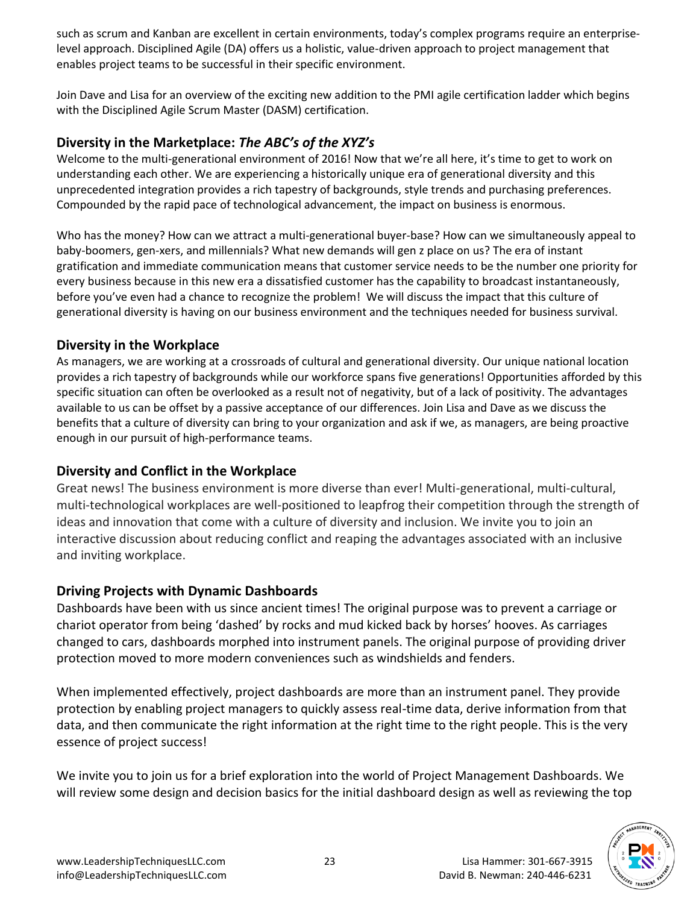such as scrum and Kanban are excellent in certain environments, today's complex programs require an enterprise-level approach. Disciplined Agile (DA) offers us a holistic, value-driven approach to project management that enables project teams to be successful in their specific environment.

Join Dave and Lisa for an overview of the exciting new addition to the PMI agile certification ladder which begins with the Disciplined Agile Scrum Master (DASM) certification.

## Diversity in the Marketplace: *The ABC's of the XYZ's*

Welcome to the multi-generational environment of 2016! Now that we're all here, it's time to get to work on understanding each other. We are experiencing a historically unique era of generational diversity and this unprecedented integration provides a rich tapestry of backgrounds, style trends and purchasing preferences. Compounded by the rapid pace of technological advancement, the impact on business is enormous.

Who has the money? How can we attract a multi-generational buyer-base? How can we simultaneously appeal to baby-boomers, gen-xers, and millennials? What new demands will gen z place on us? The era of instant gratification and immediate communication means that customer service needs to be the number one priority for every business because in this new era a dissatisfied customer has the capability to broadcast instantaneously, before you've even had a chance to recognize the problem! We will discuss the impact that this culture of generational diversity is having on our business environment and the techniques needed for business survival.

## Diversity in the Workplace

As managers, we are working at a crossroads of cultural and generational diversity. Our unique national location provides a rich tapestry of backgrounds while our workforce spans five generations! Opportunities afforded by this specific situation can often be overlooked as a result not of negativity, but of a lack of positivity. The advantages available to us can be offset by a passive acceptance of our differences. Join Lisa and Dave as we discuss the benefits that a culture of diversity can bring to your organization and ask if we, as managers, are being proactive enough in our pursuit of high-performance teams.

## Diversity and Conflict in the Workplace

Great news! The business environment is more diverse than ever! Multi-generational, multi-cultural, multi-technological workplaces are well-positioned to leapfrog their competition through the strength of ideas and innovation that come with a culture of diversity and inclusion. We invite you to join an interactive discussion about reducing conflict and reaping the advantages associated with an inclusive and inviting workplace.

## Driving Projects with Dynamic Dashboards

Dashboards have been with us since ancient times! The original purpose was to prevent a carriage or chariot operator from being 'dashed' by rocks and mud kicked back by horses' hooves. As carriages changed to cars, dashboards morphed into instrument panels. The original purpose of providing driver protection moved to more modern conveniences such as windshields and fenders.

When implemented effectively, project dashboards are more than an instrument panel. They provide protection by enabling project managers to quickly assess real-time data, derive information from that data, and then communicate the right information at the right time to the right people. This is the very essence of project success!

We invite you to join us for a brief exploration into the world of Project Management Dashboards. We will review some design and decision basics for the initial dashboard design as well as reviewing the top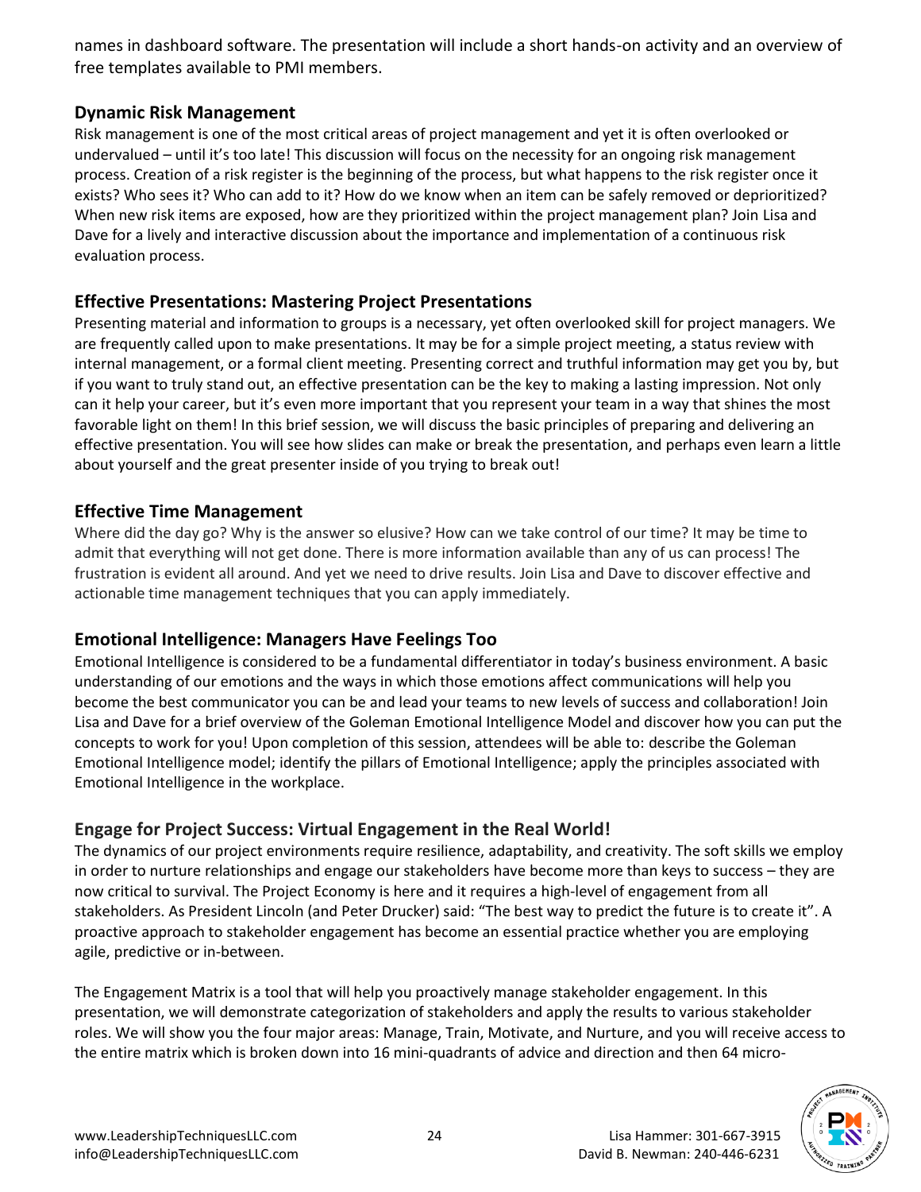names in dashboard software. The presentation will include a short hands-on activity and an overview of free templates available to PMI members.

## Dynamic Risk Management

Risk management is one of the most critical areas of project management and yet it is often overlooked or undervalued – until it's too late! This discussion will focus on the necessity for an ongoing risk management process. Creation of a risk register is the beginning of the process, but what happens to the risk register once it exists? Who sees it? Who can add to it? How do we know when an item can be safely removed or deprioritized? When new risk items are exposed, how are they prioritized within the project management plan? Join Lisa and Dave for a lively and interactive discussion about the importance and implementation of a continuous risk evaluation process.

## Effective Presentations: Mastering Project Presentations

Presenting material and information to groups is a necessary, yet often overlooked skill for project managers. We are frequently called upon to make presentations. It may be for a simple project meeting, a status review with internal management, or a formal client meeting. Presenting correct and truthful information may get you by, but if you want to truly stand out, an effective presentation can be the key to making a lasting impression. Not only can it help your career, but it's even more important that you represent your team in a way that shines the most favorable light on them! In this brief session, we will discuss the basic principles of preparing and delivering an effective presentation. You will see how slides can make or break the presentation, and perhaps even learn a little about yourself and the great presenter inside of you trying to break out!

## Effective Time Management

Where did the day go? Why is the answer so elusive? How can we take control of our time? It may be time to admit that everything will not get done. There is more information available than any of us can process! The frustration is evident all around. And yet we need to drive results. Join Lisa and Dave to discover effective and actionable time management techniques that you can apply immediately.

## Emotional Intelligence: Managers Have Feelings Too

Emotional Intelligence is considered to be a fundamental differentiator in today's business environment. A basic understanding of our emotions and the ways in which those emotions affect communications will help you become the best communicator you can be and lead your teams to new levels of success and collaboration! Join Lisa and Dave for a brief overview of the Goleman Emotional Intelligence Model and discover how you can put the concepts to work for you! Upon completion of this session, attendees will be able to: describe the Goleman Emotional Intelligence model; identify the pillars of Emotional Intelligence; apply the principles associated with Emotional Intelligence in the workplace.

## Engage for Project Success: Virtual Engagement in the Real World!

The dynamics of our project environments require resilience, adaptability, and creativity. The soft skills we employ in order to nurture relationships and engage our stakeholders have become more than keys to success – they are now critical to survival. The Project Economy is here and it requires a high-level of engagement from all stakeholders. As President Lincoln (and Peter Drucker) said: "The best way to predict the future is to create it". A proactive approach to stakeholder engagement has become an essential practice whether you are employing agile, predictive or in-between.

The Engagement Matrix is a tool that will help you proactively manage stakeholder engagement. In this presentation, we will demonstrate categorization of stakeholders and apply the results to various stakeholder roles. We will show you the four major areas: Manage, Train, Motivate, and Nurture, and you will receive access to the entire matrix which is broken down into 16 mini-quadrants of advice and direction and then 64 micro-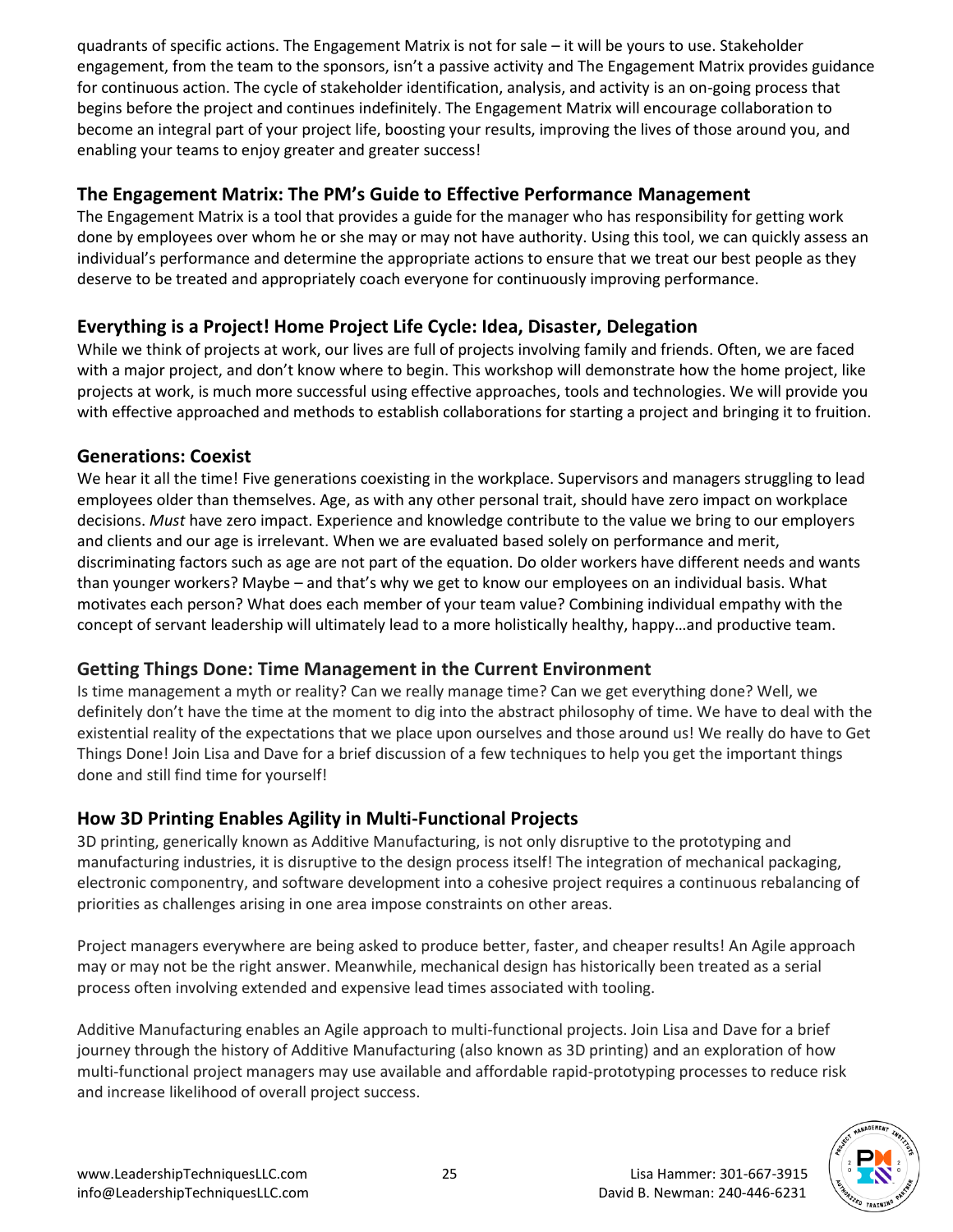quadrants of specific actions. The Engagement Matrix is not for sale – it will be yours to use. Stakeholder engagement, from the team to the sponsors, isn't a passive activity and The Engagement Matrix provides guidance for continuous action. The cycle of stakeholder identification, analysis, and activity is an on-going process that begins before the project and continues indefinitely. The Engagement Matrix will encourage collaboration to become an integral part of your project life, boosting your results, improving the lives of those around you, and enabling your teams to enjoy greater and greater success!

## The Engagement Matrix: The PM's Guide to Effective Performance Management

The Engagement Matrix is a tool that provides a guide for the manager who has responsibility for getting work done by employees over whom he or she may or may not have authority. Using this tool, we can quickly assess an individual's performance and determine the appropriate actions to ensure that we treat our best people as they deserve to be treated and appropriately coach everyone for continuously improving performance.

## Everything is a Project! Home Project Life Cycle: Idea, Disaster, Delegation

While we think of projects at work, our lives are full of projects involving family and friends. Often, we are faced with a major project, and don't know where to begin. This workshop will demonstrate how the home project, like projects at work, is much more successful using effective approaches, tools and technologies. We will provide you with effective approached and methods to establish collaborations for starting a project and bringing it to fruition.

## Generations: Coexist

We hear it all the time! Five generations coexisting in the workplace. Supervisors and managers struggling to lead employees older than themselves. Age, as with any other personal trait, should have zero impact on workplace decisions. *Must* have zero impact. Experience and knowledge contribute to the value we bring to our employers and clients and our age is irrelevant. When we are evaluated based solely on performance and merit, discriminating factors such as age are not part of the equation. Do older workers have different needs and wants than younger workers? Maybe – and that's why we get to know our employees on an individual basis. What motivates each person? What does each member of your team value? Combining individual empathy with the concept of servant leadership will ultimately lead to a more holistically healthy, happy…and productive team.

## Getting Things Done: Time Management in the Current Environment

Is time management a myth or reality? Can we really manage time? Can we get everything done? Well, we definitely don't have the time at the moment to dig into the abstract philosophy of time. We have to deal with the existential reality of the expectations that we place upon ourselves and those around us! We really do have to Get Things Done! Join Lisa and Dave for a brief discussion of a few techniques to help you get the important things done and still find time for yourself!

## How 3D Printing Enables Agility in Multi-Functional Projects

3D printing, generically known as Additive Manufacturing, is not only disruptive to the prototyping and manufacturing industries, it is disruptive to the design process itself! The integration of mechanical packaging, electronic componentry, and software development into a cohesive project requires a continuous rebalancing of priorities as challenges arising in one area impose constraints on other areas.

Project managers everywhere are being asked to produce better, faster, and cheaper results! An Agile approach may or may not be the right answer. Meanwhile, mechanical design has historically been treated as a serial process often involving extended and expensive lead times associated with tooling.

Additive Manufacturing enables an Agile approach to multi-functional projects. Join Lisa and Dave for a brief journey through the history of Additive Manufacturing (also known as 3D printing) and an exploration of how multi-functional project managers may use available and affordable rapid-prototyping processes to reduce risk and increase likelihood of overall project success.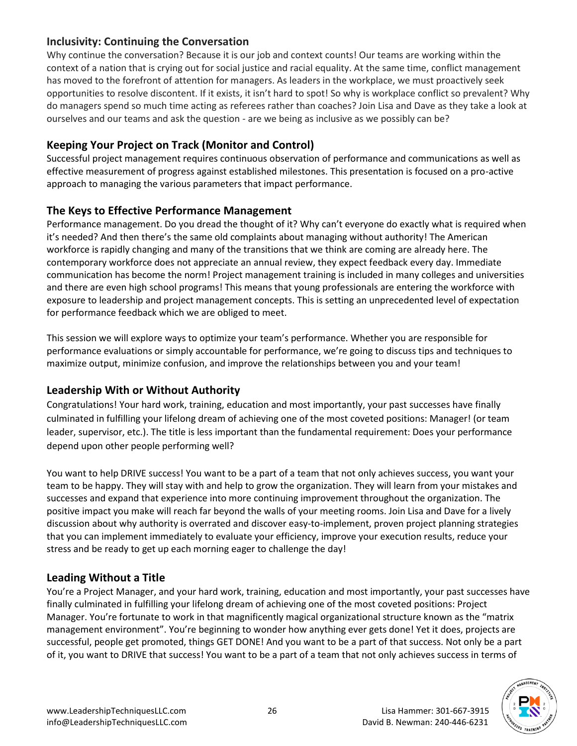## Inclusivity: Continuing the Conversation

Why continue the conversation? Because it is our job and context counts! Our teams are working within the context of a nation that is crying out for social justice and racial equality. At the same time, conflict management has moved to the forefront of attention for managers. As leaders in the workplace, we must proactively seek opportunities to resolve discontent. If it exists, it isn't hard to spot! So why is workplace conflict so prevalent? Why do managers spend so much time acting as referees rather than coaches? Join Lisa and Dave as they take a look at ourselves and our teams and ask the question - are we being as inclusive as we possibly can be?

## Keeping Your Project on Track (Monitor and Control)

Successful project management requires continuous observation of performance and communications as well as effective measurement of progress against established milestones. This presentation is focused on a pro-active approach to managing the various parameters that impact performance.

## The Keys to Effective Performance Management

Performance management. Do you dread the thought of it? Why can't everyone do exactly what is required when it's needed? And then there's the same old complaints about managing without authority! The American workforce is rapidly changing and many of the transitions that we think are coming are already here. The contemporary workforce does not appreciate an annual review, they expect feedback every day. Immediate communication has become the norm! Project management training is included in many colleges and universities and there are even high school programs! This means that young professionals are entering the workforce with exposure to leadership and project management concepts. This is setting an unprecedented level of expectation for performance feedback which we are obliged to meet.

This session we will explore ways to optimize your team's performance. Whether you are responsible for performance evaluations or simply accountable for performance, we're going to discuss tips and techniques to maximize output, minimize confusion, and improve the relationships between you and your team!

## Leadership With or Without Authority

Congratulations! Your hard work, training, education and most importantly, your past successes have finally culminated in fulfilling your lifelong dream of achieving one of the most coveted positions: Manager! (or team leader, supervisor, etc.). The title is less important than the fundamental requirement: Does your performance depend upon other people performing well?

You want to help DRIVE success! You want to be a part of a team that not only achieves success, you want your team to be happy. They will stay with and help to grow the organization. They will learn from your mistakes and successes and expand that experience into more continuing improvement throughout the organization. The positive impact you make will reach far beyond the walls of your meeting rooms. Join Lisa and Dave for a lively discussion about why authority is overrated and discover easy-to-implement, proven project planning strategies that you can implement immediately to evaluate your efficiency, improve your execution results, reduce your stress and be ready to get up each morning eager to challenge the day!

## Leading Without a Title

You're a Project Manager, and your hard work, training, education and most importantly, your past successes have finally culminated in fulfilling your lifelong dream of achieving one of the most coveted positions: Project Manager. You're fortunate to work in that magnificently magical organizational structure known as the "matrix management environment". You're beginning to wonder how anything ever gets done! Yet it does, projects are successful, people get promoted, things GET DONE! And you want to be a part of that success. Not only be a part of it, you want to DRIVE that success! You want to be a part of a team that not only achieves success in terms of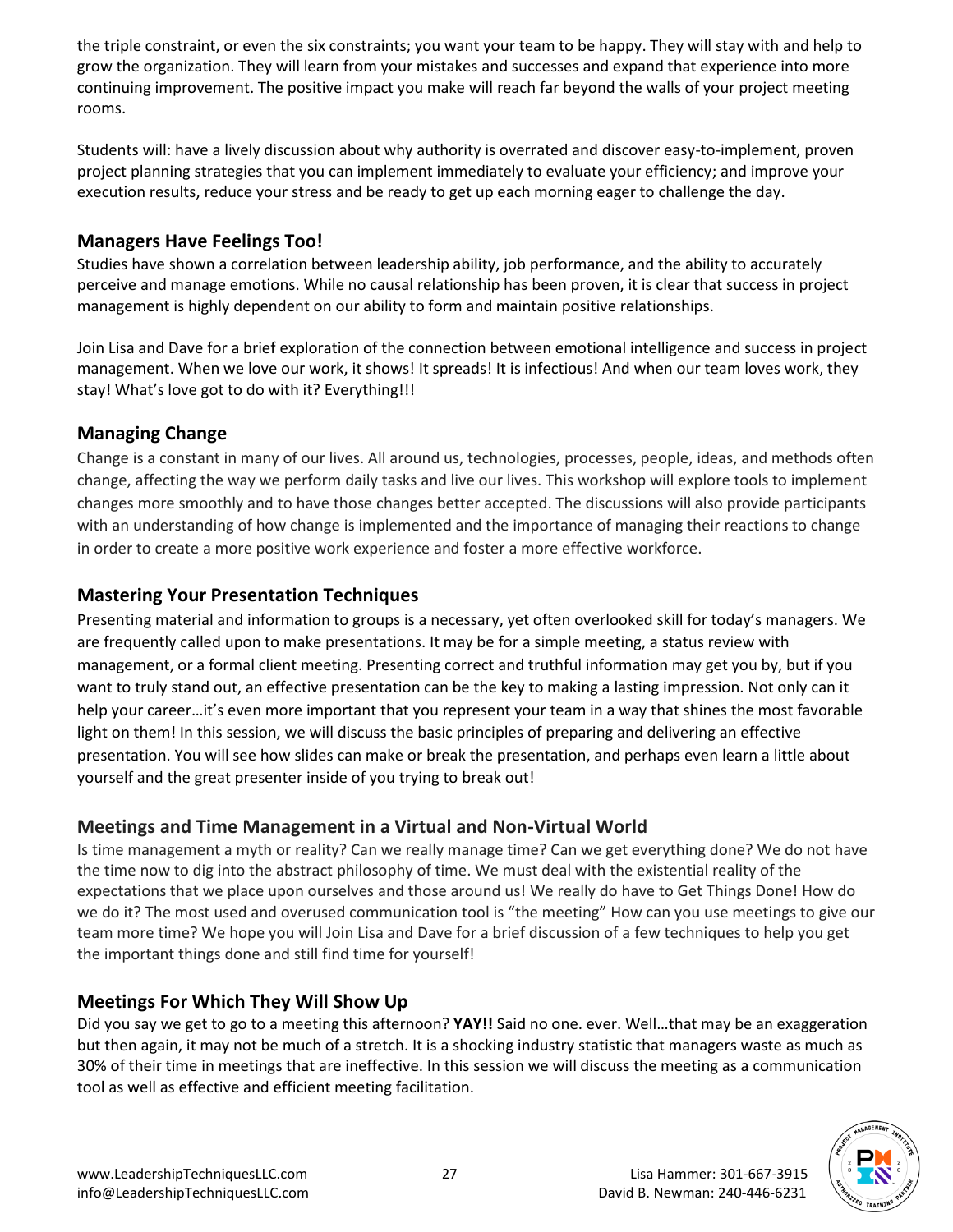the triple constraint, or even the six constraints; you want your team to be happy. They will stay with and help to grow the organization. They will learn from your mistakes and successes and expand that experience into more continuing improvement. The positive impact you make will reach far beyond the walls of your project meeting rooms.

Students will: have a lively discussion about why authority is overrated and discover easy-to-implement, proven project planning strategies that you can implement immediately to evaluate your efficiency; and improve your execution results, reduce your stress and be ready to get up each morning eager to challenge the day.

### Managers Have Feelings Too!

Studies have shown a correlation between leadership ability, job performance, and the ability to accurately perceive and manage emotions. While no causal relationship has been proven, it is clear that success in project management is highly dependent on our ability to form and maintain positive relationships.

Join Lisa and Dave for a brief exploration of the connection between emotional intelligence and success in project management. When we love our work, it shows! It spreads! It is infectious! And when our team loves work, they stay! What's love got to do with it? Everything!!!

### Managing Change

Change is a constant in many of our lives. All around us, technologies, processes, people, ideas, and methods often change, affecting the way we perform daily tasks and live our lives. This workshop will explore tools to implement changes more smoothly and to have those changes better accepted. The discussions will also provide participants with an understanding of how change is implemented and the importance of managing their reactions to change in order to create a more positive work experience and foster a more effective workforce.

### Mastering Your Presentation Techniques

Presenting material and information to groups is a necessary, yet often overlooked skill for today's managers. We are frequently called upon to make presentations. It may be for a simple meeting, a status review with management, or a formal client meeting. Presenting correct and truthful information may get you by, but if you want to truly stand out, an effective presentation can be the key to making a lasting impression. Not only can it help your career…it's even more important that you represent your team in a way that shines the most favorable light on them! In this session, we will discuss the basic principles of preparing and delivering an effective presentation. You will see how slides can make or break the presentation, and perhaps even learn a little about yourself and the great presenter inside of you trying to break out!

### Meetings and Time Management in a Virtual and Non-Virtual World

Is time management a myth or reality? Can we really manage time? Can we get everything done? We do not have the time now to dig into the abstract philosophy of time. We must deal with the existential reality of the expectations that we place upon ourselves and those around us! We really do have to Get Things Done! How do we do it? The most used and overused communication tool is "the meeting" How can you use meetings to give our team more time? We hope you will Join Lisa and Dave for a brief discussion of a few techniques to help you get the important things done and still find time for yourself!

### Meetings For Which They Will Show Up

Did you say we get to go to a meeting this afternoon? **YAY!!** Said no one. ever. Well…that may be an exaggeration but then again, it may not be much of a stretch. It is a shocking industry statistic that managers waste as much as 30% of their time in meetings that are ineffective. In this session we will discuss the meeting as a communication tool as well as effective and efficient meeting facilitation.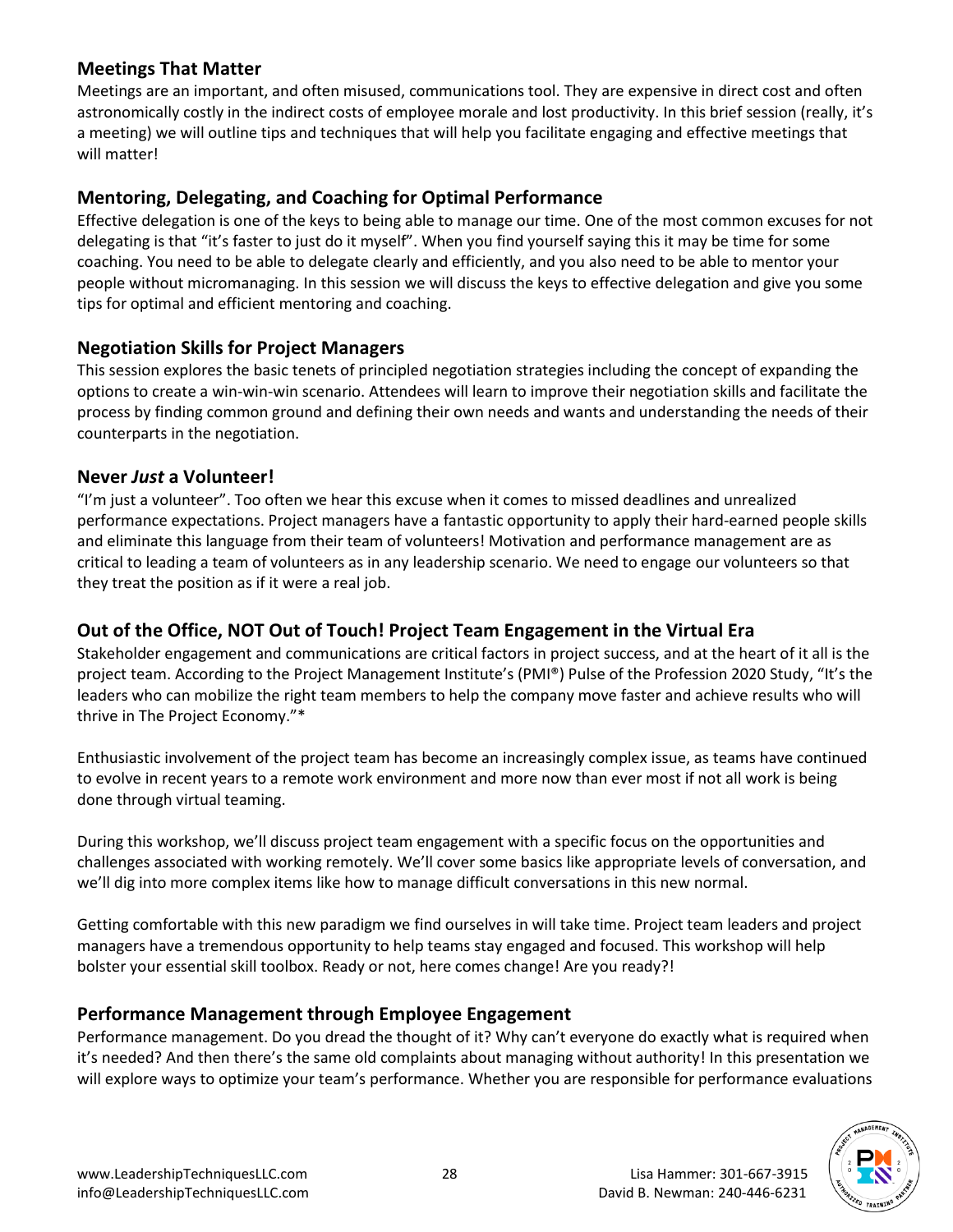### Meetings That Matter

Meetings are an important, and often misused, communications tool. They are expensive in direct cost and often astronomically costly in the indirect costs of employee morale and lost productivity. In this brief session (really, it's a meeting) we will outline tips and techniques that will help you facilitate engaging and effective meetings that will matter!

### Mentoring, Delegating, and Coaching for Optimal Performance

Effective delegation is one of the keys to being able to manage our time. One of the most common excuses for not delegating is that "it's faster to just do it myself". When you find yourself saying this it may be time for some coaching. You need to be able to delegate clearly and efficiently, and you also need to be able to mentor your people without micromanaging. In this session we will discuss the keys to effective delegation and give you some tips for optimal and efficient mentoring and coaching.

### Negotiation Skills for Project Managers

This session explores the basic tenets of principled negotiation strategies including the concept of expanding the options to create a win-win-win scenario. Attendees will learn to improve their negotiation skills and facilitate the process by finding common ground and defining their own needs and wants and understanding the needs of their counterparts in the negotiation.

### Never *Just* a Volunteer!

"I'm just a volunteer". Too often we hear this excuse when it comes to missed deadlines and unrealized performance expectations. Project managers have a fantastic opportunity to apply their hard-earned people skills and eliminate this language from their team of volunteers! Motivation and performance management are as critical to leading a team of volunteers as in any leadership scenario. We need to engage our volunteers so that they treat the position as if it were a real job.

### Out of the Office, NOT Out of Touch! Project Team Engagement in the Virtual Era

Stakeholder engagement and communications are critical factors in project success, and at the heart of it all is the project team. According to the Project Management Institute's (PMI®) Pulse of the Profession 2020 Study, "It's the leaders who can mobilize the right team members to help the company move faster and achieve results who will thrive in The Project Economy."*

Enthusiastic involvement of the project team has become an increasingly complex issue, as teams have continued to evolve in recent years to a remote work environment and more now than ever most if not all work is being done through virtual teaming.

During this workshop, we'll discuss project team engagement with a specific focus on the opportunities and challenges associated with working remotely. We'll cover some basics like appropriate levels of conversation, and we'll dig into more complex items like how to manage difficult conversations in this new normal.

Getting comfortable with this new paradigm we find ourselves in will take time. Project team leaders and project managers have a tremendous opportunity to help teams stay engaged and focused. This workshop will help bolster your essential skill toolbox. Ready or not, here comes change! Are you ready?!

### Performance Management through Employee Engagement

Performance management. Do you dread the thought of it? Why can't everyone do exactly what is required when it's needed? And then there's the same old complaints about managing without authority! In this presentation we will explore ways to optimize your team's performance. Whether you are responsible for performance evaluations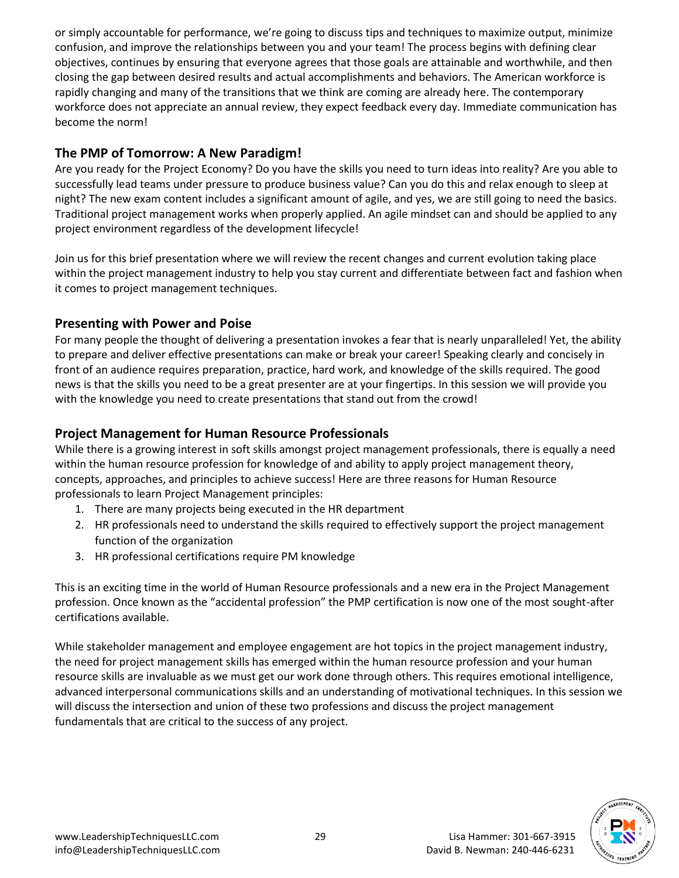or simply accountable for performance, we're going to discuss tips and techniques to maximize output, minimize confusion, and improve the relationships between you and your team! The process begins with defining clear objectives, continues by ensuring that everyone agrees that those goals are attainable and worthwhile, and then closing the gap between desired results and actual accomplishments and behaviors. The American workforce is rapidly changing and many of the transitions that we think are coming are already here. The contemporary workforce does not appreciate an annual review, they expect feedback every day. Immediate communication has become the norm!

## The PMP of Tomorrow: A New Paradigm!

Are you ready for the Project Economy? Do you have the skills you need to turn ideas into reality? Are you able to successfully lead teams under pressure to produce business value? Can you do this and relax enough to sleep at night? The new exam content includes a significant amount of agile, and yes, we are still going to need the basics. Traditional project management works when properly applied. An agile mindset can and should be applied to any project environment regardless of the development lifecycle!

Join us for this brief presentation where we will review the recent changes and current evolution taking place within the project management industry to help you stay current and differentiate between fact and fashion when it comes to project management techniques.

## Presenting with Power and Poise

For many people the thought of delivering a presentation invokes a fear that is nearly unparalleled! Yet, the ability to prepare and deliver effective presentations can make or break your career! Speaking clearly and concisely in front of an audience requires preparation, practice, hard work, and knowledge of the skills required. The good news is that the skills you need to be a great presenter are at your fingertips. In this session we will provide you with the knowledge you need to create presentations that stand out from the crowd!

## Project Management for Human Resource Professionals

While there is a growing interest in soft skills amongst project management professionals, there is equally a need within the human resource profession for knowledge of and ability to apply project management theory, concepts, approaches, and principles to achieve success! Here are three reasons for Human Resource professionals to learn Project Management principles:

1. There are many projects being executed in the HR department
2. HR professionals need to understand the skills required to effectively support the project management function of the organization
3. HR professional certifications require PM knowledge

This is an exciting time in the world of Human Resource professionals and a new era in the Project Management profession. Once known as the "accidental profession" the PMP certification is now one of the most sought-after certifications available.

While stakeholder management and employee engagement are hot topics in the project management industry, the need for project management skills has emerged within the human resource profession and your human resource skills are invaluable as we must get our work done through others. This requires emotional intelligence, advanced interpersonal communications skills and an understanding of motivational techniques. In this session we will discuss the intersection and union of these two professions and discuss the project management fundamentals that are critical to the success of any project.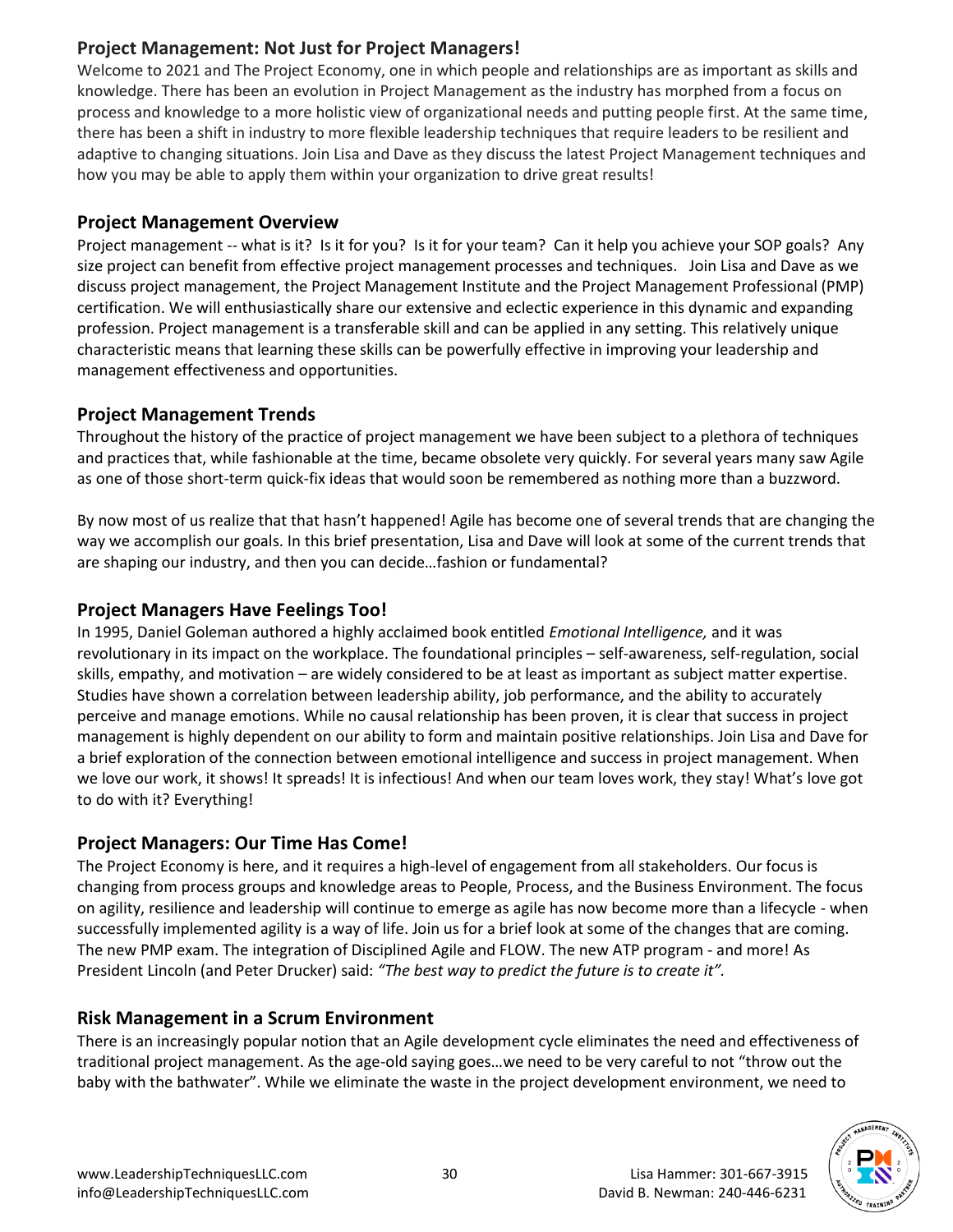## Project Management: Not Just for Project Managers!

Welcome to 2021 and The Project Economy, one in which people and relationships are as important as skills and knowledge. There has been an evolution in Project Management as the industry has morphed from a focus on process and knowledge to a more holistic view of organizational needs and putting people first. At the same time, there has been a shift in industry to more flexible leadership techniques that require leaders to be resilient and adaptive to changing situations. Join Lisa and Dave as they discuss the latest Project Management techniques and how you may be able to apply them within your organization to drive great results!

## Project Management Overview

Project management -- what is it? Is it for you? Is it for your team? Can it help you achieve your SOP goals? Any size project can benefit from effective project management processes and techniques. Join Lisa and Dave as we discuss project management, the Project Management Institute and the Project Management Professional (PMP) certification. We will enthusiastically share our extensive and eclectic experience in this dynamic and expanding profession. Project management is a transferable skill and can be applied in any setting. This relatively unique characteristic means that learning these skills can be powerfully effective in improving your leadership and management effectiveness and opportunities.

## Project Management Trends

Throughout the history of the practice of project management we have been subject to a plethora of techniques and practices that, while fashionable at the time, became obsolete very quickly. For several years many saw Agile as one of those short-term quick-fix ideas that would soon be remembered as nothing more than a buzzword.

By now most of us realize that that hasn't happened! Agile has become one of several trends that are changing the way we accomplish our goals. In this brief presentation, Lisa and Dave will look at some of the current trends that are shaping our industry, and then you can decide…fashion or fundamental?

## Project Managers Have Feelings Too!

In 1995, Daniel Goleman authored a highly acclaimed book entitled *Emotional Intelligence,* and it was revolutionary in its impact on the workplace. The foundational principles – self-awareness, self-regulation, social skills, empathy, and motivation – are widely considered to be at least as important as subject matter expertise. Studies have shown a correlation between leadership ability, job performance, and the ability to accurately perceive and manage emotions. While no causal relationship has been proven, it is clear that success in project management is highly dependent on our ability to form and maintain positive relationships. Join Lisa and Dave for a brief exploration of the connection between emotional intelligence and success in project management. When we love our work, it shows! It spreads! It is infectious! And when our team loves work, they stay! What's love got to do with it? Everything!

## Project Managers: Our Time Has Come!

The Project Economy is here, and it requires a high-level of engagement from all stakeholders. Our focus is changing from process groups and knowledge areas to People, Process, and the Business Environment. The focus on agility, resilience and leadership will continue to emerge as agile has now become more than a lifecycle - when successfully implemented agility is a way of life. Join us for a brief look at some of the changes that are coming. The new PMP exam. The integration of Disciplined Agile and FLOW. The new ATP program - and more! As President Lincoln (and Peter Drucker) said: *"The best way to predict the future is to create it".*

## Risk Management in a Scrum Environment

There is an increasingly popular notion that an Agile development cycle eliminates the need and effectiveness of traditional project management. As the age-old saying goes…we need to be very careful to not "throw out the baby with the bathwater". While we eliminate the waste in the project development environment, we need to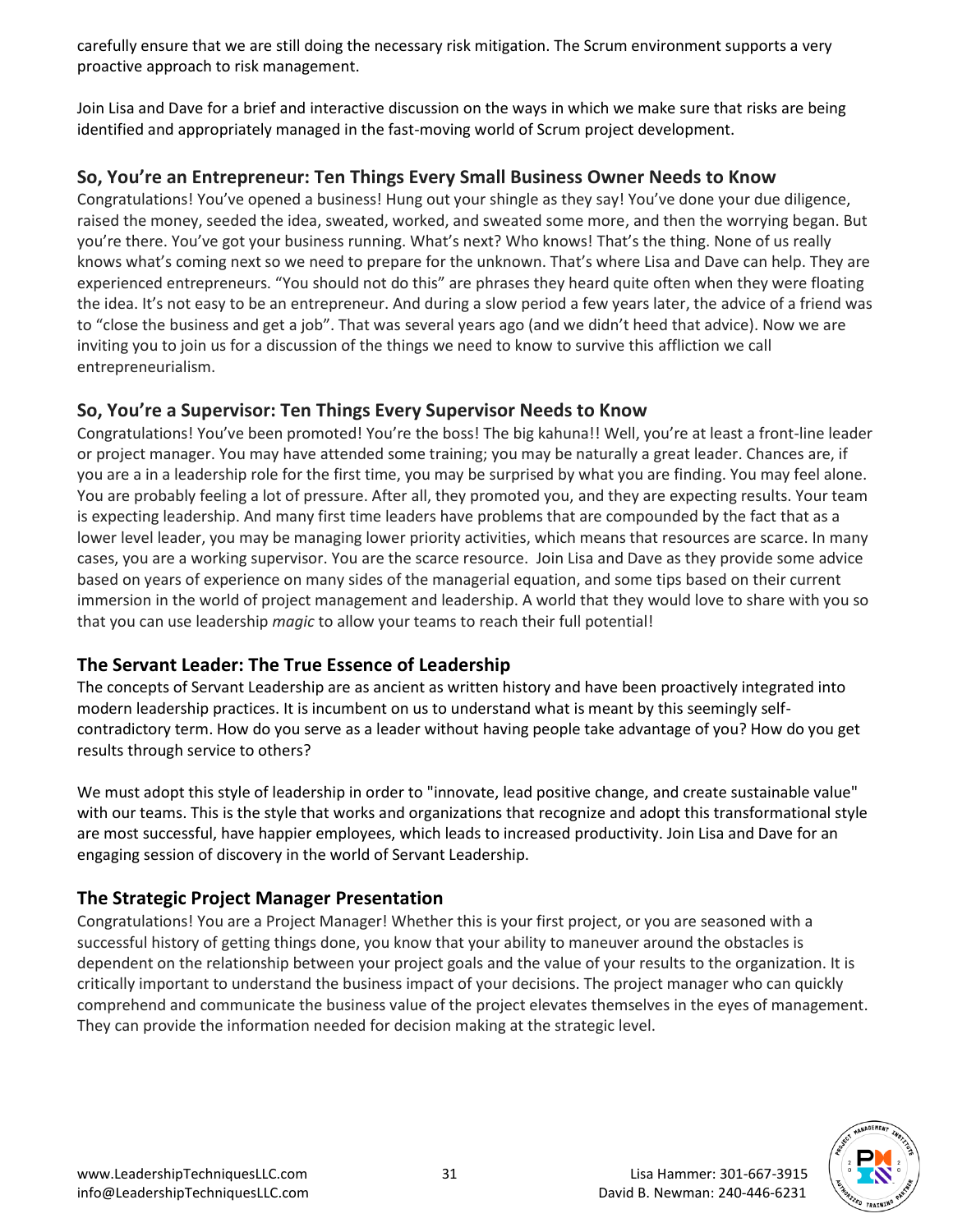carefully ensure that we are still doing the necessary risk mitigation. The Scrum environment supports a very proactive approach to risk management.

Join Lisa and Dave for a brief and interactive discussion on the ways in which we make sure that risks are being identified and appropriately managed in the fast-moving world of Scrum project development.

## So, You're an Entrepreneur: Ten Things Every Small Business Owner Needs to Know

Congratulations! You've opened a business! Hung out your shingle as they say! You've done your due diligence, raised the money, seeded the idea, sweated, worked, and sweated some more, and then the worrying began. But you're there. You've got your business running. What's next? Who knows! That's the thing. None of us really knows what's coming next so we need to prepare for the unknown. That's where Lisa and Dave can help. They are experienced entrepreneurs. "You should not do this" are phrases they heard quite often when they were floating the idea. It's not easy to be an entrepreneur. And during a slow period a few years later, the advice of a friend was to "close the business and get a job". That was several years ago (and we didn't heed that advice). Now we are inviting you to join us for a discussion of the things we need to know to survive this affliction we call entrepreneurialism.

## So, You're a Supervisor: Ten Things Every Supervisor Needs to Know

Congratulations! You've been promoted! You're the boss! The big kahuna!! Well, you're at least a front-line leader or project manager. You may have attended some training; you may be naturally a great leader. Chances are, if you are a in a leadership role for the first time, you may be surprised by what you are finding. You may feel alone. You are probably feeling a lot of pressure. After all, they promoted you, and they are expecting results. Your team is expecting leadership. And many first time leaders have problems that are compounded by the fact that as a lower level leader, you may be managing lower priority activities, which means that resources are scarce. In many cases, you are a working supervisor. You are the scarce resource. Join Lisa and Dave as they provide some advice based on years of experience on many sides of the managerial equation, and some tips based on their current immersion in the world of project management and leadership. A world that they would love to share with you so that you can use leadership *magic* to allow your teams to reach their full potential!

## The Servant Leader: The True Essence of Leadership

The concepts of Servant Leadership are as ancient as written history and have been proactively integrated into modern leadership practices. It is incumbent on us to understand what is meant by this seemingly self-contradictory term. How do you serve as a leader without having people take advantage of you? How do you get results through service to others?

We must adopt this style of leadership in order to "innovate, lead positive change, and create sustainable value" with our teams. This is the style that works and organizations that recognize and adopt this transformational style are most successful, have happier employees, which leads to increased productivity. Join Lisa and Dave for an engaging session of discovery in the world of Servant Leadership.

## The Strategic Project Manager Presentation

Congratulations! You are a Project Manager! Whether this is your first project, or you are seasoned with a successful history of getting things done, you know that your ability to maneuver around the obstacles is dependent on the relationship between your project goals and the value of your results to the organization. It is critically important to understand the business impact of your decisions. The project manager who can quickly comprehend and communicate the business value of the project elevates themselves in the eyes of management. They can provide the information needed for decision making at the strategic level.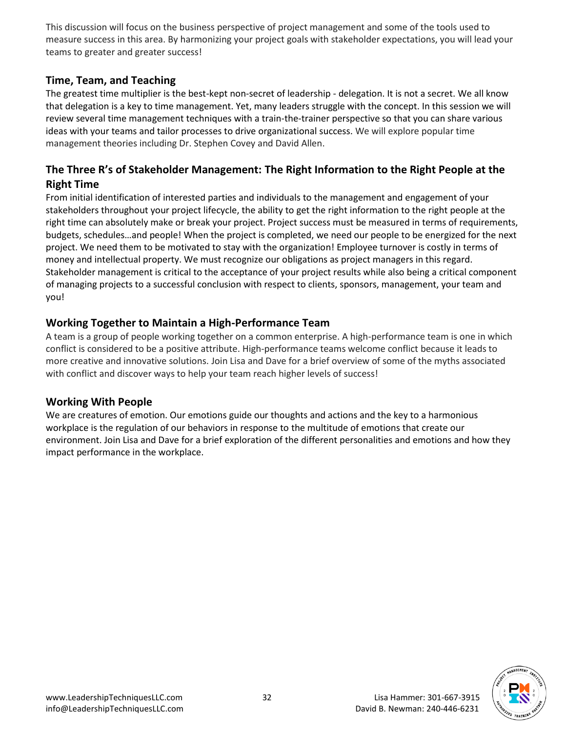This discussion will focus on the business perspective of project management and some of the tools used to measure success in this area. By harmonizing your project goals with stakeholder expectations, you will lead your teams to greater and greater success!

## Time, Team, and Teaching

The greatest time multiplier is the best-kept non-secret of leadership - delegation. It is not a secret. We all know that delegation is a key to time management. Yet, many leaders struggle with the concept. In this session we will review several time management techniques with a train-the-trainer perspective so that you can share various ideas with your teams and tailor processes to drive organizational success. We will explore popular time management theories including Dr. Stephen Covey and David Allen.

## The Three R's of Stakeholder Management: The Right Information to the Right People at the Right Time

From initial identification of interested parties and individuals to the management and engagement of your stakeholders throughout your project lifecycle, the ability to get the right information to the right people at the right time can absolutely make or break your project. Project success must be measured in terms of requirements, budgets, schedules…and people! When the project is completed, we need our people to be energized for the next project. We need them to be motivated to stay with the organization! Employee turnover is costly in terms of money and intellectual property. We must recognize our obligations as project managers in this regard. Stakeholder management is critical to the acceptance of your project results while also being a critical component of managing projects to a successful conclusion with respect to clients, sponsors, management, your team and you!

## Working Together to Maintain a High-Performance Team

A team is a group of people working together on a common enterprise. A high-performance team is one in which conflict is considered to be a positive attribute. High-performance teams welcome conflict because it leads to more creative and innovative solutions. Join Lisa and Dave for a brief overview of some of the myths associated with conflict and discover ways to help your team reach higher levels of success!

## Working With People

We are creatures of emotion. Our emotions guide our thoughts and actions and the key to a harmonious workplace is the regulation of our behaviors in response to the multitude of emotions that create our environment. Join Lisa and Dave for a brief exploration of the different personalities and emotions and how they impact performance in the workplace.